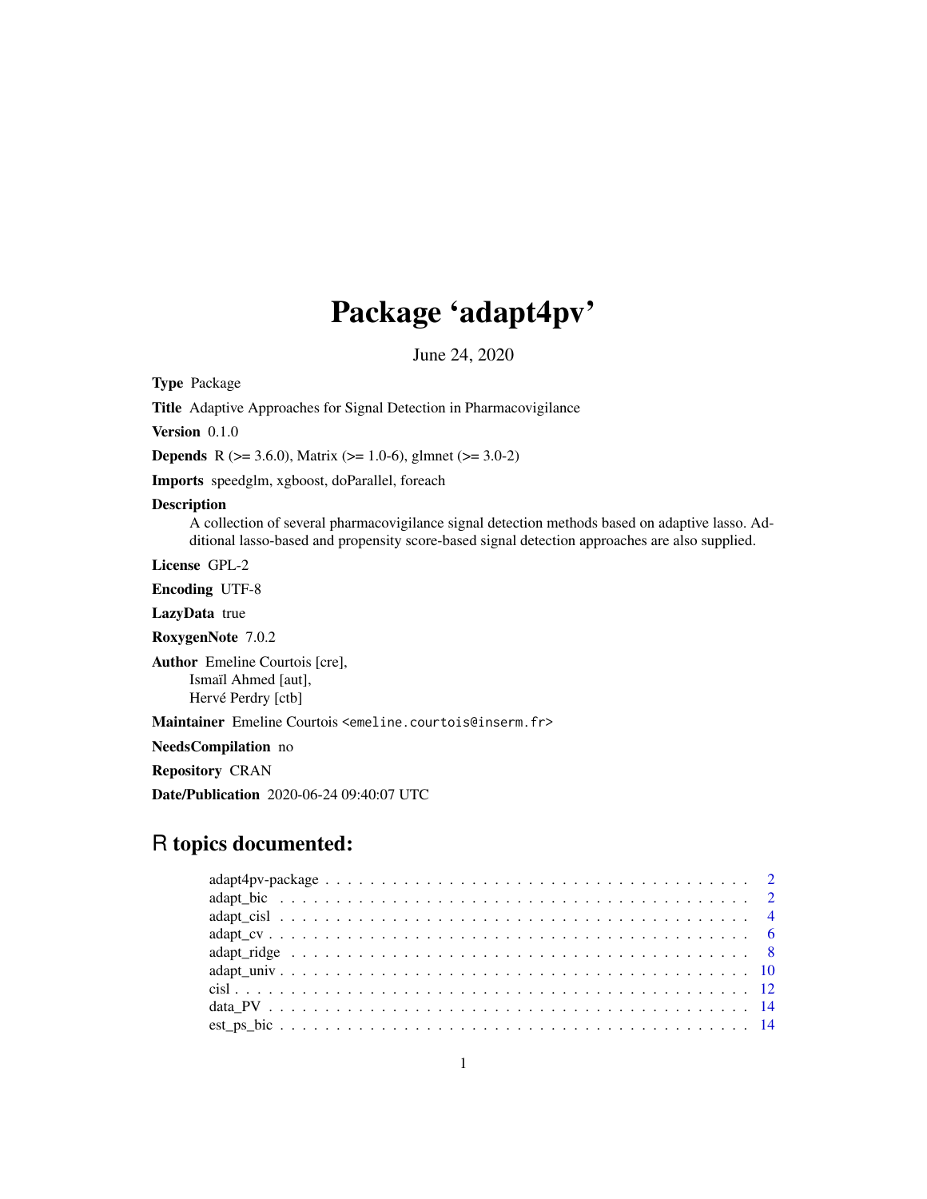# Package 'adapt4pv'

June 24, 2020

**Type** Package

**Title** Adaptive Approaches for Signal Detection in Pharmacovigilance

**Version** 0.1.0

**Depends** R (>= 3.6.0), Matrix (>= 1.0-6), glmnet (>= 3.0-2)

**Imports** speedglm, xgboost, doParallel, foreach

**Description**
A collection of several pharmacovigilance signal detection methods based on adaptive lasso. Additional lasso-based and propensity score-based signal detection approaches are also supplied.

**License** GPL-2

**Encoding** UTF-8

**LazyData** true

**RoxygenNote** 7.0.2

**Author** Emeline Courtois [cre],
Ismaïl Ahmed [aut],
Hervé Perdry [ctb]

**Maintainer** Emeline Courtois <emeline.courtois@inserm.fr>

**NeedsCompilation** no

**Repository** CRAN

**Date/Publication** 2020-06-24 09:40:07 UTC

## R topics documented:

- adapt4pv-package . . . . . . . . . . . . . . . . . . . . . . . . . . . . . . . . . . . . . 2
- adapt_bic . . . . . . . . . . . . . . . . . . . . . . . . . . . . . . . . . . . . . . . . . . 2
- adapt_cisl . . . . . . . . . . . . . . . . . . . . . . . . . . . . . . . . . . . . . . . . . . 4
- adapt_cv . . . . . . . . . . . . . . . . . . . . . . . . . . . . . . . . . . . . . . . . . . . 6
- adapt_ridge . . . . . . . . . . . . . . . . . . . . . . . . . . . . . . . . . . . . . . . . . 8
- adapt_univ . . . . . . . . . . . . . . . . . . . . . . . . . . . . . . . . . . . . . . . . . 10
- cisl . . . . . . . . . . . . . . . . . . . . . . . . . . . . . . . . . . . . . . . . . . . . . . 12
- data_PV . . . . . . . . . . . . . . . . . . . . . . . . . . . . . . . . . . . . . . . . . . . 14
- est_ps_bic . . . . . . . . . . . . . . . . . . . . . . . . . . . . . . . . . . . . . . . . . . 14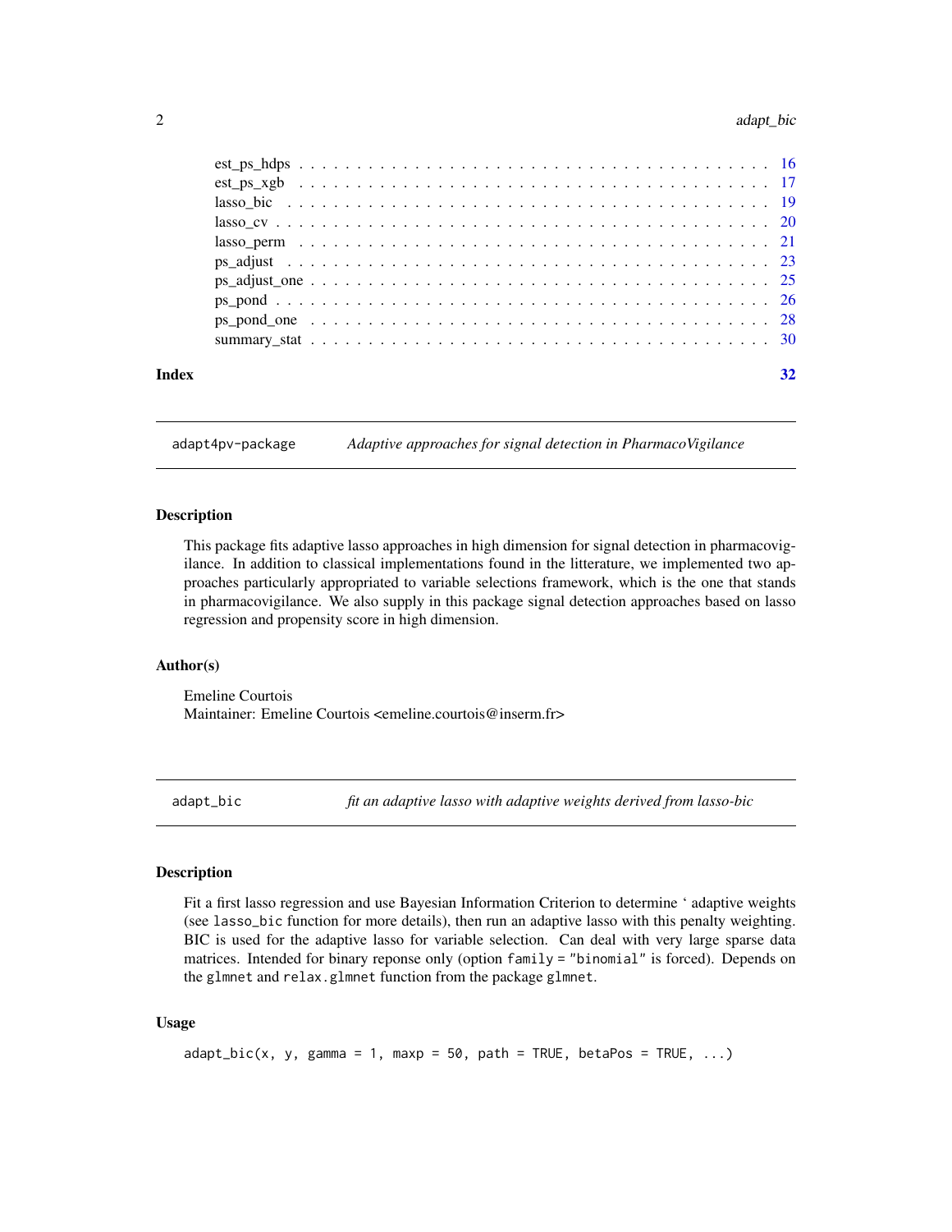| | |
|---|---|
| est_ps_hdps | 16 |
| est_ps_xgb | 17 |
| lasso_bic | 19 |
| lasso_cv | 20 |
| lasso_perm | 21 |
| ps_adjust | 23 |
| ps_adjust_one | 25 |
| ps_pond | 26 |
| ps_pond_one | 28 |
| summary_stat | 30 |

**Index** 32

---

## adapt4pv-package — *Adaptive approaches for signal detection in PharmacoVigilance*

### Description

This package fits adaptive lasso approaches in high dimension for signal detection in pharmacovigilance. In addition to classical implementations found in the litterature, we implemented two approaches particularly appropriated to variable selections framework, which is the one that stands in pharmacovigilance. We also supply in this package signal detection approaches based on lasso regression and propensity score in high dimension.

### Author(s)

Emeline Courtois
Maintainer: Emeline Courtois <emeline.courtois@inserm.fr>

---

## adapt_bic — *fit an adaptive lasso with adaptive weights derived from lasso-bic*

### Description

Fit a first lasso regression and use Bayesian Information Criterion to determine ‘ adaptive weights (see `lasso_bic` function for more details), then run an adaptive lasso with this penalty weighting. BIC is used for the adaptive lasso for variable selection. Can deal with very large sparse data matrices. Intended for binary reponse only (option `family = "binomial"` is forced). Depends on the `glmnet` and `relax.glmnet` function from the package `glmnet`.

### Usage

```
adapt_bic(x, y, gamma = 1, maxp = 50, path = TRUE, betaPos = TRUE, ...)
```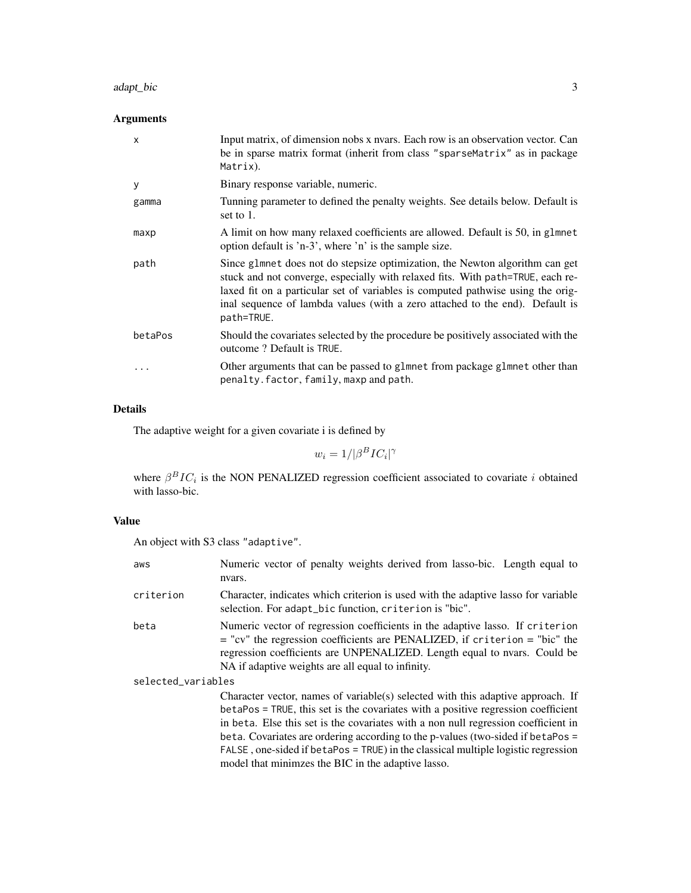## Arguments

| | |
|---|---|
| x | Input matrix, of dimension nobs x nvars. Each row is an observation vector. Can be in sparse matrix format (inherit from class "sparseMatrix" as in package Matrix). |
| y | Binary response variable, numeric. |
| gamma | Tunning parameter to defined the penalty weights. See details below. Default is set to 1. |
| maxp | A limit on how many relaxed coefficients are allowed. Default is 50, in glmnet option default is 'n-3', where 'n' is the sample size. |
| path | Since glmnet does not do stepsize optimization, the Newton algorithm can get stuck and not converge, especially with relaxed fits. With path=TRUE, each relaxed fit on a particular set of variables is computed pathwise using the original sequence of lambda values (with a zero attached to the end). Default is path=TRUE. |
| betaPos | Should the covariates selected by the procedure be positively associated with the outcome ? Default is TRUE. |
| ... | Other arguments that can be passed to glmnet from package glmnet other than penalty.factor, family, maxp and path. |

## Details

The adaptive weight for a given covariate i is defined by

$$w_i = 1/|\beta^B IC_i|^\gamma$$

where $\beta^B IC_i$ is the NON PENALIZED regression coefficient associated to covariate $i$ obtained with lasso-bic.

## Value

An object with S3 class "adaptive".

| | |
|---|---|
| aws | Numeric vector of penalty weights derived from lasso-bic. Length equal to nvars. |
| criterion | Character, indicates which criterion is used with the adaptive lasso for variable selection. For adapt_bic function, criterion is "bic". |
| beta | Numeric vector of regression coefficients in the adaptive lasso. If criterion = "cv" the regression coefficients are PENALIZED, if criterion = "bic" the regression coefficients are UNPENALIZED. Length equal to nvars. Could be NA if adaptive weights are all equal to infinity. |
| selected_variables | Character vector, names of variable(s) selected with this adaptive approach. If betaPos = TRUE, this set is the covariates with a positive regression coefficient in beta. Else this set is the covariates with a non null regression coefficient in beta. Covariates are ordering according to the p-values (two-sided if betaPos = FALSE , one-sided if betaPos = TRUE) in the classical multiple logistic regression model that minimzes the BIC in the adaptive lasso. |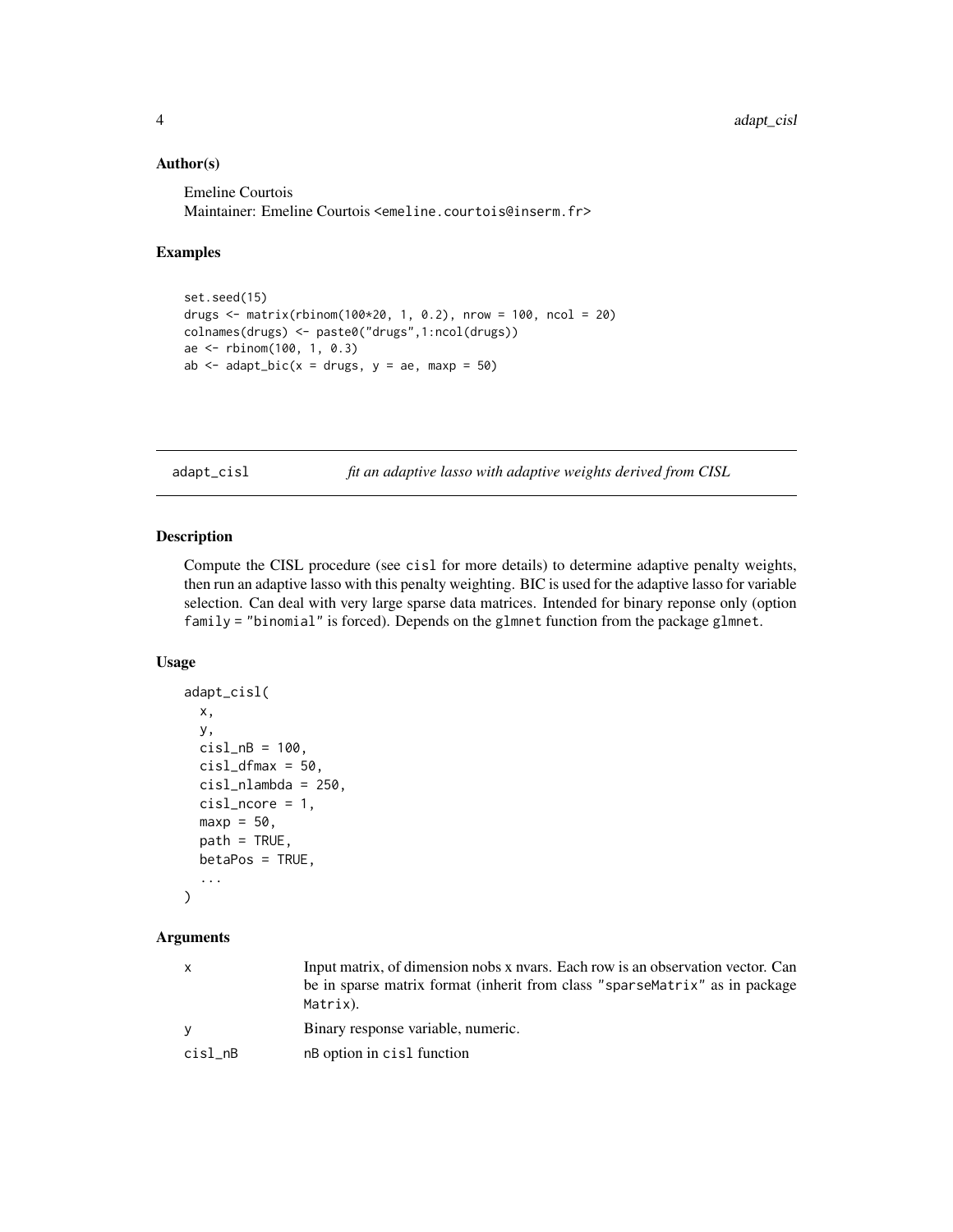### Author(s)

Emeline Courtois
Maintainer: Emeline Courtois <emeline.courtois@inserm.fr>

### Examples

```
set.seed(15)
drugs <- matrix(rbinom(100*20, 1, 0.2), nrow = 100, ncol = 20)
colnames(drugs) <- paste0("drugs",1:ncol(drugs))
ae <- rbinom(100, 1, 0.3)
ab <- adapt_bic(x = drugs, y = ae, maxp = 50)
```

---

## adapt_cisl — *fit an adaptive lasso with adaptive weights derived from CISL*

### Description

Compute the CISL procedure (see `cisl` for more details) to determine adaptive penalty weights, then run an adaptive lasso with this penalty weighting. BIC is used for the adaptive lasso for variable selection. Can deal with very large sparse data matrices. Intended for binary reponse only (option `family = "binomial"` is forced). Depends on the `glmnet` function from the package `glmnet`.

### Usage

```
adapt_cisl(
  x,
  y,
  cisl_nB = 100,
  cisl_dfmax = 50,
  cisl_nlambda = 250,
  cisl_ncore = 1,
  maxp = 50,
  path = TRUE,
  betaPos = TRUE,
  ...
)
```

### Arguments

| | |
|---|---|
| x | Input matrix, of dimension nobs x nvars. Each row is an observation vector. Can be in sparse matrix format (inherit from class "sparseMatrix" as in package Matrix). |
| y | Binary response variable, numeric. |
| cisl_nB | nB option in cisl function |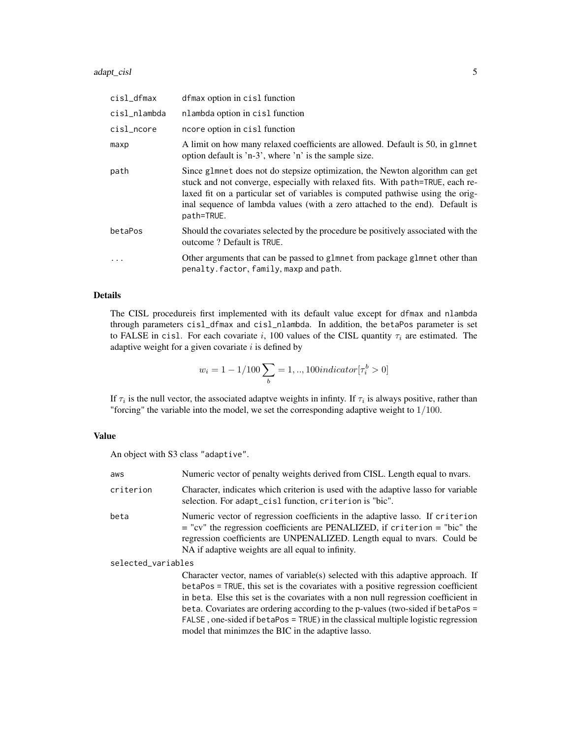| | |
|---|---|
| cisl_dfmax | dfmax option in cisl function |
| cisl_nlambda | nlambda option in cisl function |
| cisl_ncore | ncore option in cisl function |
| maxp | A limit on how many relaxed coefficients are allowed. Default is 50, in glmnet option default is 'n-3', where 'n' is the sample size. |
| path | Since glmnet does not do stepsize optimization, the Newton algorithm can get stuck and not converge, especially with relaxed fits. With path=TRUE, each relaxed fit on a particular set of variables is computed pathwise using the original sequence of lambda values (with a zero attached to the end). Default is path=TRUE. |
| betaPos | Should the covariates selected by the procedure be positively associated with the outcome ? Default is TRUE. |
| ... | Other arguments that can be passed to glmnet from package glmnet other than penalty.factor, family, maxp and path. |

## Details

The CISL procedureis first implemented with its default value except for dfmax and nlambda through parameters cisl_dfmax and cisl_nlambda. In addition, the betaPos parameter is set to FALSE in cisl. For each covariate $i$, 100 values of the CISL quantity $\tau_i$ are estimated. The adaptive weight for a given covariate $i$ is defined by

$$w_i = 1 - 1/100 \sum_b = 1, .., 100 indicator[\tau_i^b > 0]$$

If $\tau_i$ is the null vector, the associated adaptve weights in infinty. If $\tau_i$ is always positive, rather than "forcing" the variable into the model, we set the corresponding adaptive weight to $1/100$.

## Value

An object with S3 class "adaptive".

| | |
|---|---|
| aws | Numeric vector of penalty weights derived from CISL. Length equal to nvars. |
| criterion | Character, indicates which criterion is used with the adaptive lasso for variable selection. For adapt_cisl function, criterion is "bic". |
| beta | Numeric vector of regression coefficients in the adaptive lasso. If criterion = "cv" the regression coefficients are PENALIZED, if criterion = "bic" the regression coefficients are UNPENALIZED. Length equal to nvars. Could be NA if adaptive weights are all equal to infinity. |
| selected_variables | Character vector, names of variable(s) selected with this adaptive approach. If betaPos = TRUE, this set is the covariates with a positive regression coefficient in beta. Else this set is the covariates with a non null regression coefficient in beta. Covariates are ordering according to the p-values (two-sided if betaPos = FALSE , one-sided if betaPos = TRUE) in the classical multiple logistic regression model that minimzes the BIC in the adaptive lasso. |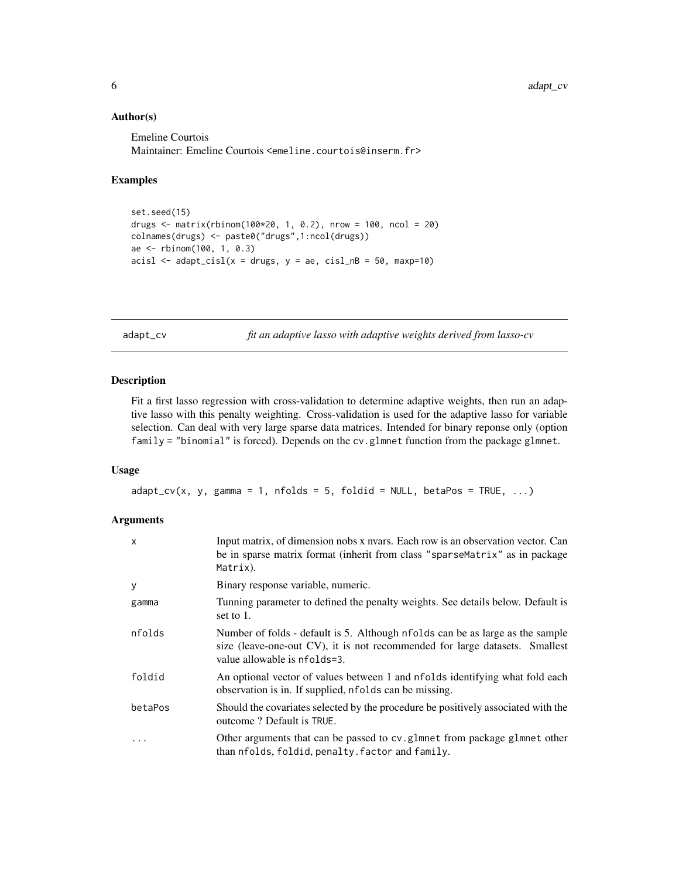## Author(s)

Emeline Courtois
Maintainer: Emeline Courtois <emeline.courtois@inserm.fr>

## Examples

```
set.seed(15)
drugs <- matrix(rbinom(100*20, 1, 0.2), nrow = 100, ncol = 20)
colnames(drugs) <- paste0("drugs",1:ncol(drugs))
ae <- rbinom(100, 1, 0.3)
acisl <- adapt_cisl(x = drugs, y = ae, cisl_nB = 50, maxp=10)
```

---

# adapt_cv — *fit an adaptive lasso with adaptive weights derived from lasso-cv*

## Description

Fit a first lasso regression with cross-validation to determine adaptive weights, then run an adaptive lasso with this penalty weighting. Cross-validation is used for the adaptive lasso for variable selection. Can deal with very large sparse data matrices. Intended for binary reponse only (option `family = "binomial"` is forced). Depends on the `cv.glmnet` function from the package `glmnet`.

## Usage

```
adapt_cv(x, y, gamma = 1, nfolds = 5, foldid = NULL, betaPos = TRUE, ...)
```

## Arguments

| | |
|---|---|
| `x` | Input matrix, of dimension nobs x nvars. Each row is an observation vector. Can be in sparse matrix format (inherit from class `"sparseMatrix"` as in package `Matrix`). |
| `y` | Binary response variable, numeric. |
| `gamma` | Tunning parameter to defined the penalty weights. See details below. Default is set to 1. |
| `nfolds` | Number of folds - default is 5. Although `nfolds` can be as large as the sample size (leave-one-out CV), it is not recommended for large datasets. Smallest value allowable is `nfolds=3`. |
| `foldid` | An optional vector of values between 1 and `nfolds` identifying what fold each observation is in. If supplied, `nfolds` can be missing. |
| `betaPos` | Should the covariates selected by the procedure be positively associated with the outcome ? Default is `TRUE`. |
| `...` | Other arguments that can be passed to `cv.glmnet` from package `glmnet` other than `nfolds`, `foldid`, `penalty.factor` and `family`. |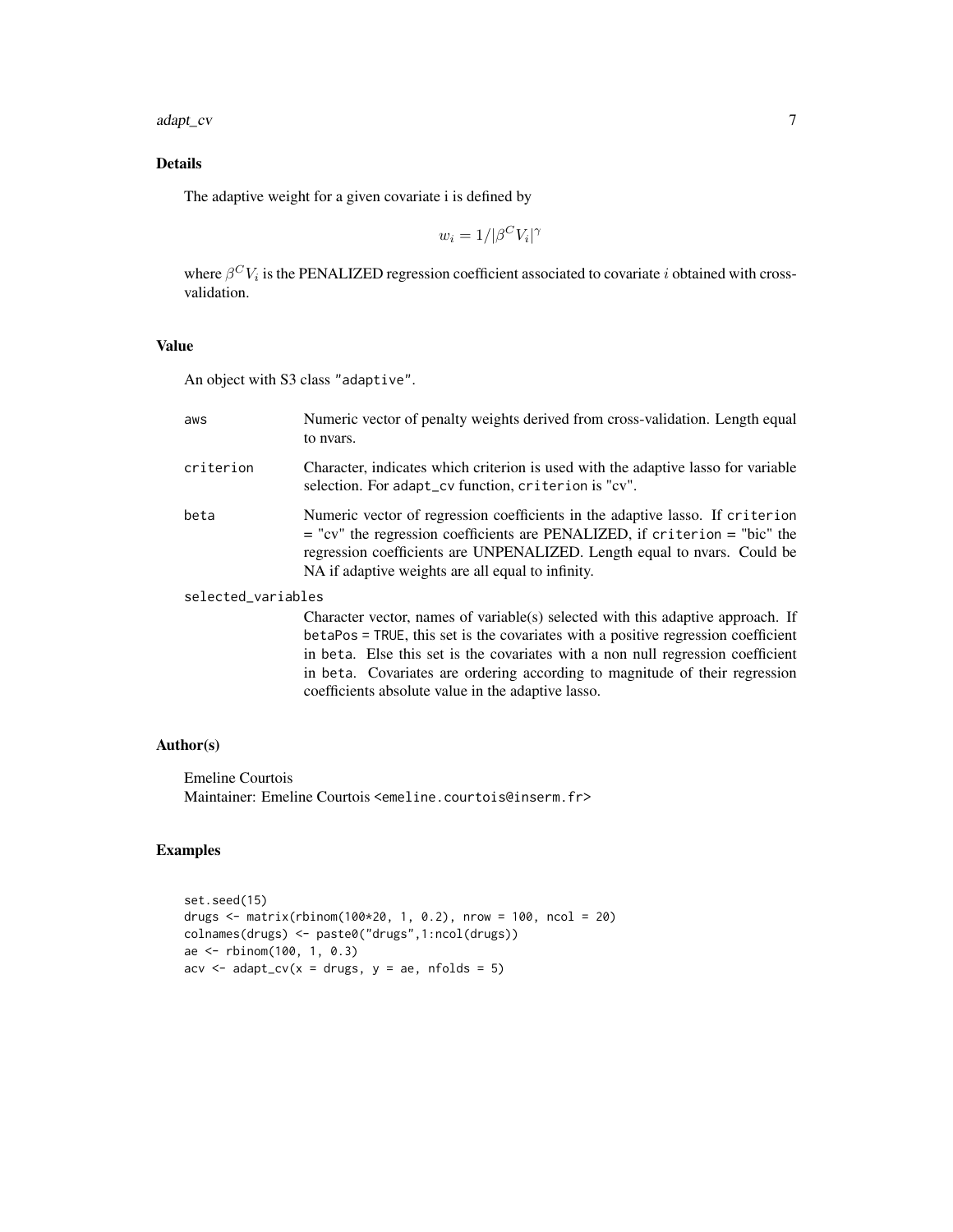## Details

The adaptive weight for a given covariate i is defined by

$$w_i = 1/|\beta^C V_i|^\gamma$$

where $\beta^C V_i$ is the PENALIZED regression coefficient associated to covariate $i$ obtained with cross-validation.

## Value

An object with S3 class "adaptive".

**aws** Numeric vector of penalty weights derived from cross-validation. Length equal to nvars.

**criterion** Character, indicates which criterion is used with the adaptive lasso for variable selection. For `adapt_cv` function, `criterion` is "cv".

**beta** Numeric vector of regression coefficients in the adaptive lasso. If `criterion` = "cv" the regression coefficients are PENALIZED, if `criterion` = "bic" the regression coefficients are UNPENALIZED. Length equal to nvars. Could be NA if adaptive weights are all equal to infinity.

**selected_variables** Character vector, names of variable(s) selected with this adaptive approach. If `betaPos = TRUE`, this set is the covariates with a positive regression coefficient in `beta`. Else this set is the covariates with a non null regression coefficient in `beta`. Covariates are ordering according to magnitude of their regression coefficients absolute value in the adaptive lasso.

## Author(s)

Emeline Courtois
Maintainer: Emeline Courtois <emeline.courtois@inserm.fr>

## Examples

```
set.seed(15)
drugs <- matrix(rbinom(100*20, 1, 0.2), nrow = 100, ncol = 20)
colnames(drugs) <- paste0("drugs",1:ncol(drugs))
ae <- rbinom(100, 1, 0.3)
acv <- adapt_cv(x = drugs, y = ae, nfolds = 5)
```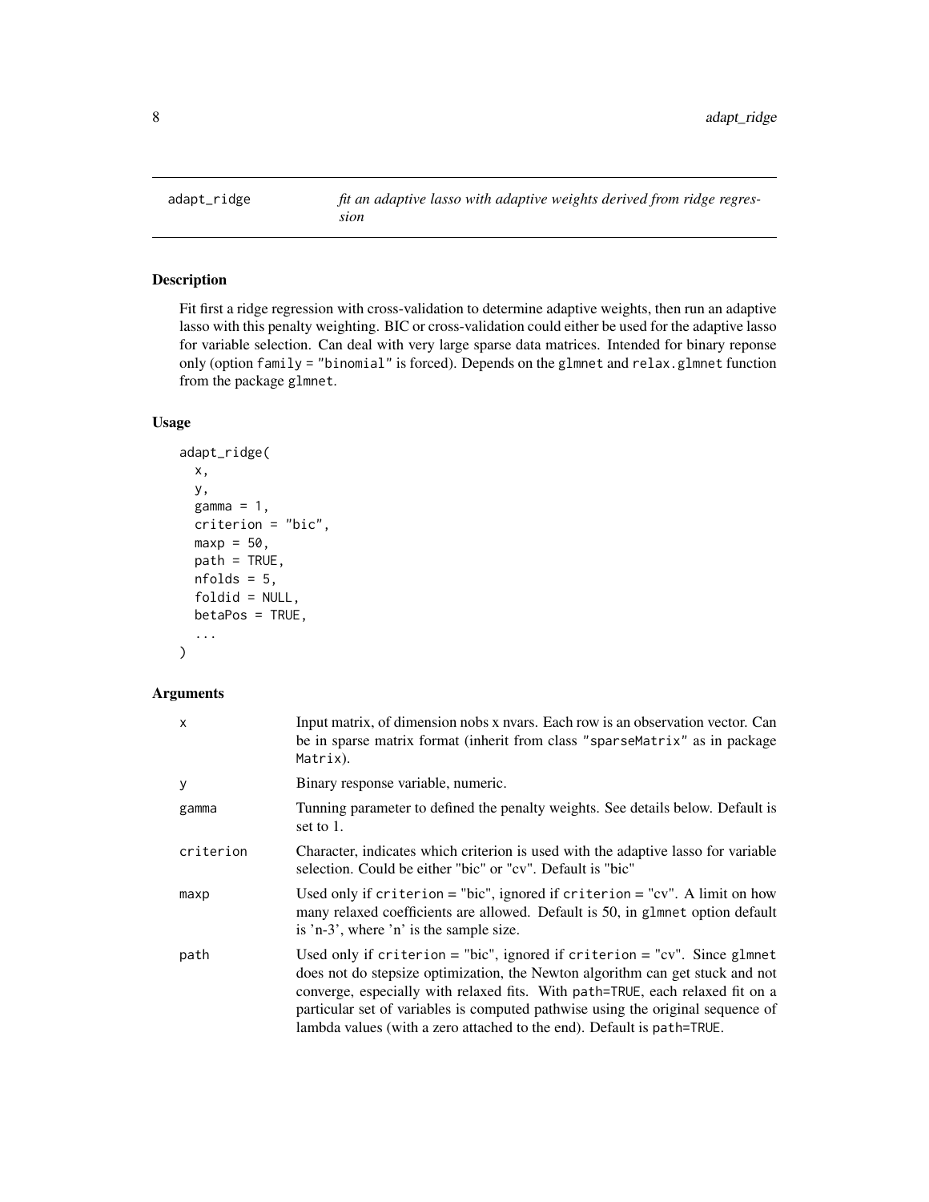adapt_ridge *fit an adaptive lasso with adaptive weights derived from ridge regression*

## Description

Fit first a ridge regression with cross-validation to determine adaptive weights, then run an adaptive lasso with this penalty weighting. BIC or cross-validation could either be used for the adaptive lasso for variable selection. Can deal with very large sparse data matrices. Intended for binary reponse only (option `family = "binomial"` is forced). Depends on the `glmnet` and `relax.glmnet` function from the package `glmnet`.

## Usage

```
adapt_ridge(
  x,
  y,
  gamma = 1,
  criterion = "bic",
  maxp = 50,
  path = TRUE,
  nfolds = 5,
  foldid = NULL,
  betaPos = TRUE,
  ...
)
```

## Arguments

| | |
|---|---|
| x | Input matrix, of dimension nobs x nvars. Each row is an observation vector. Can be in sparse matrix format (inherit from class "sparseMatrix" as in package Matrix). |
| y | Binary response variable, numeric. |
| gamma | Tunning parameter to defined the penalty weights. See details below. Default is set to 1. |
| criterion | Character, indicates which criterion is used with the adaptive lasso for variable selection. Could be either "bic" or "cv". Default is "bic" |
| maxp | Used only if criterion = "bic", ignored if criterion = "cv". A limit on how many relaxed coefficients are allowed. Default is 50, in glmnet option default is 'n-3', where 'n' is the sample size. |
| path | Used only if criterion = "bic", ignored if criterion = "cv". Since glmnet does not do stepsize optimization, the Newton algorithm can get stuck and not converge, especially with relaxed fits. With path=TRUE, each relaxed fit on a particular set of variables is computed pathwise using the original sequence of lambda values (with a zero attached to the end). Default is path=TRUE. |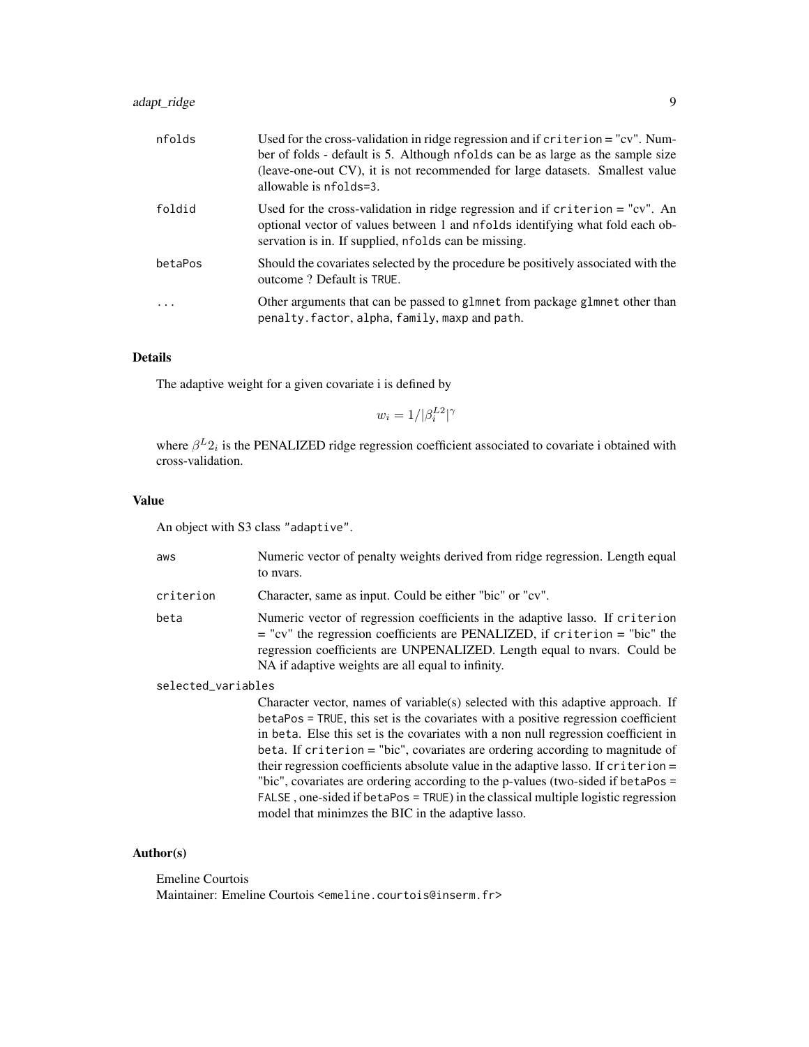| | |
|---|---|
| nfolds | Used for the cross-validation in ridge regression and if criterion = "cv". Number of folds - default is 5. Although nfolds can be as large as the sample size (leave-one-out CV), it is not recommended for large datasets. Smallest value allowable is nfolds=3. |
| foldid | Used for the cross-validation in ridge regression and if criterion = "cv". An optional vector of values between 1 and nfolds identifying what fold each observation is in. If supplied, nfolds can be missing. |
| betaPos | Should the covariates selected by the procedure be positively associated with the outcome ? Default is TRUE. |
| ... | Other arguments that can be passed to glmnet from package glmnet other than penalty.factor, alpha, family, maxp and path. |

## Details

The adaptive weight for a given covariate i is defined by

$$w_i = 1/|\beta_i^{L2}|^\gamma$$

where $\beta^L 2_i$ is the PENALIZED ridge regression coefficient associated to covariate i obtained with cross-validation.

## Value

An object with S3 class "adaptive".

| | |
|---|---|
| aws | Numeric vector of penalty weights derived from ridge regression. Length equal to nvars. |
| criterion | Character, same as input. Could be either "bic" or "cv". |
| beta | Numeric vector of regression coefficients in the adaptive lasso. If criterion = "cv" the regression coefficients are PENALIZED, if criterion = "bic" the regression coefficients are UNPENALIZED. Length equal to nvars. Could be NA if adaptive weights are all equal to infinity. |
| selected_variables | Character vector, names of variable(s) selected with this adaptive approach. If betaPos = TRUE, this set is the covariates with a positive regression coefficient in beta. Else this set is the covariates with a non null regression coefficient in beta. If criterion = "bic", covariates are ordering according to magnitude of their regression coefficients absolute value in the adaptive lasso. If criterion = "bic", covariates are ordering according to the p-values (two-sided if betaPos = FALSE , one-sided if betaPos = TRUE) in the classical multiple logistic regression model that minimzes the BIC in the adaptive lasso. |

## Author(s)

Emeline Courtois
Maintainer: Emeline Courtois <emeline.courtois@inserm.fr>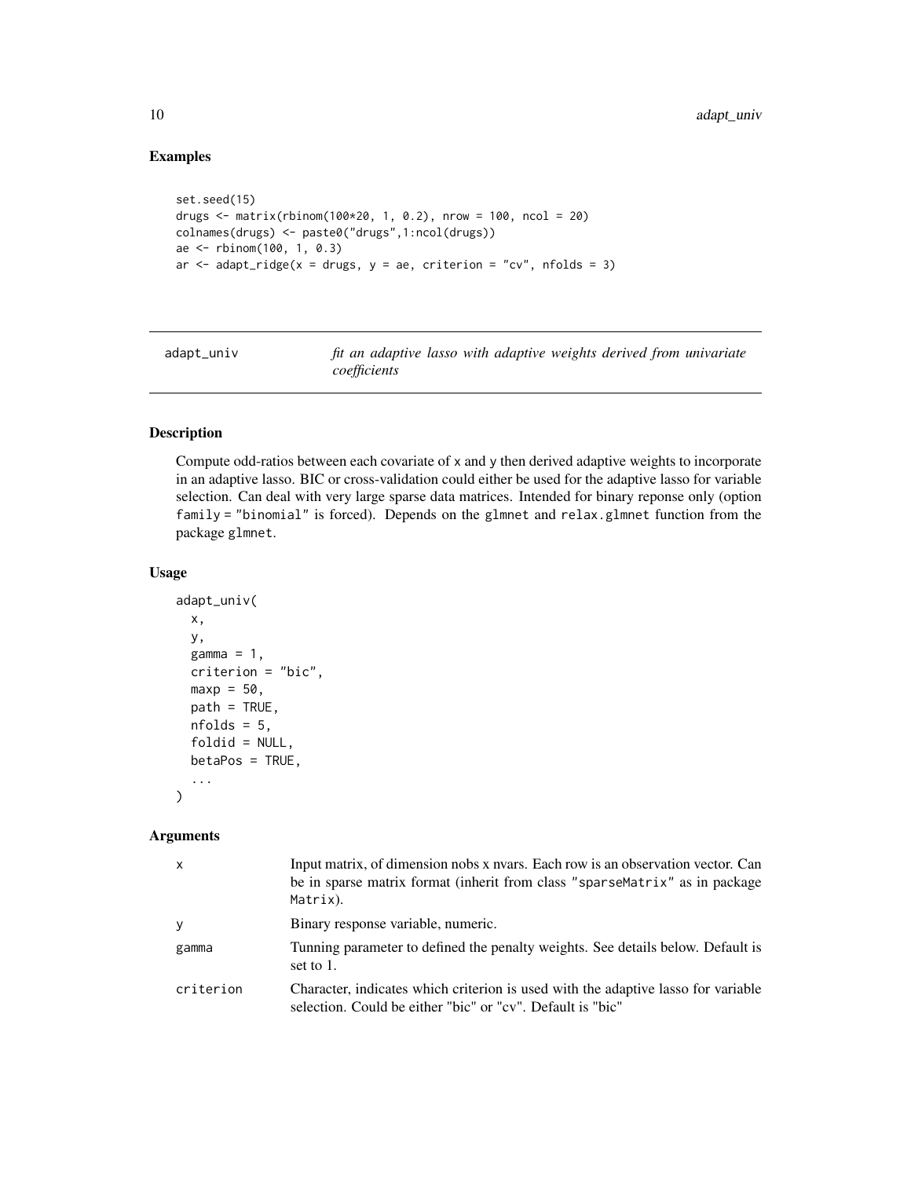### Examples

```
set.seed(15)
drugs <- matrix(rbinom(100*20, 1, 0.2), nrow = 100, ncol = 20)
colnames(drugs) <- paste0("drugs",1:ncol(drugs))
ae <- rbinom(100, 1, 0.3)
ar <- adapt_ridge(x = drugs, y = ae, criterion = "cv", nfolds = 3)
```

---

## adapt_univ    *fit an adaptive lasso with adaptive weights derived from univariate coefficients*

---

### Description

Compute odd-ratios between each covariate of x and y then derived adaptive weights to incorporate in an adaptive lasso. BIC or cross-validation could either be used for the adaptive lasso for variable selection. Can deal with very large sparse data matrices. Intended for binary reponse only (option family = "binomial" is forced). Depends on the glmnet and relax.glmnet function from the package glmnet.

### Usage

```
adapt_univ(
  x,
  y,
  gamma = 1,
  criterion = "bic",
  maxp = 50,
  path = TRUE,
  nfolds = 5,
  foldid = NULL,
  betaPos = TRUE,
  ...
)
```

### Arguments

| | |
|---|---|
| x | Input matrix, of dimension nobs x nvars. Each row is an observation vector. Can be in sparse matrix format (inherit from class "sparseMatrix" as in package Matrix). |
| y | Binary response variable, numeric. |
| gamma | Tunning parameter to defined the penalty weights. See details below. Default is set to 1. |
| criterion | Character, indicates which criterion is used with the adaptive lasso for variable selection. Could be either "bic" or "cv". Default is "bic" |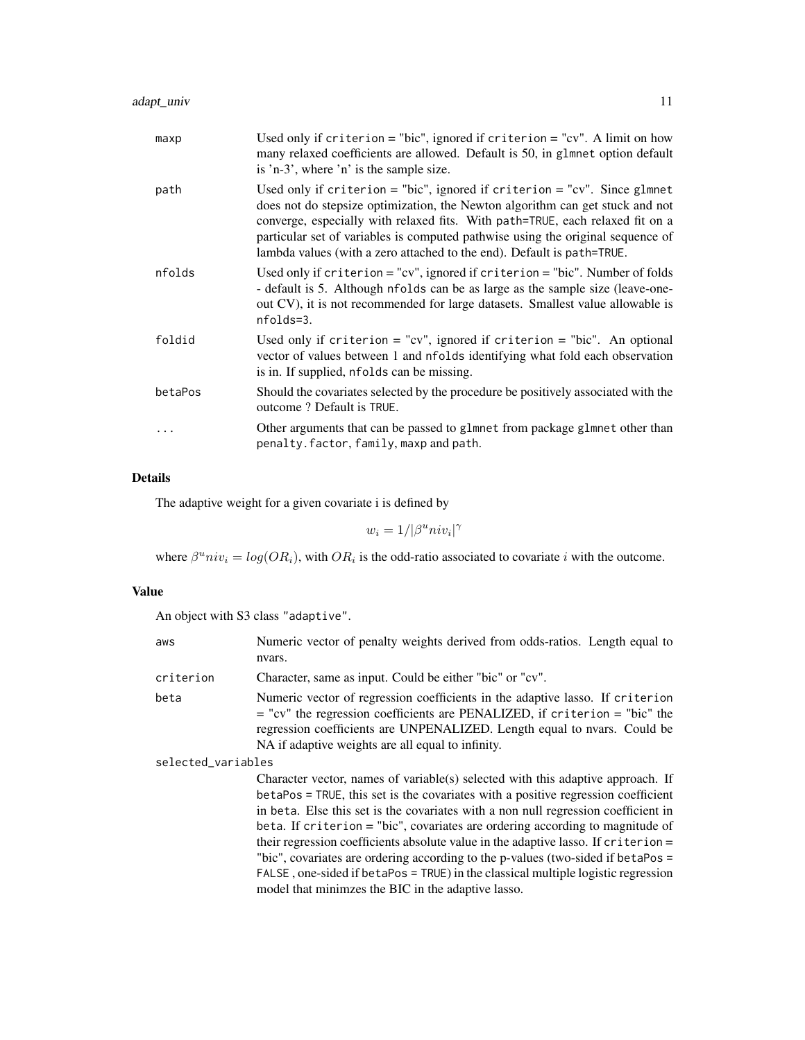| | |
|---|---|
| maxp | Used only if criterion = "bic", ignored if criterion = "cv". A limit on how many relaxed coefficients are allowed. Default is 50, in glmnet option default is 'n-3', where 'n' is the sample size. |
| path | Used only if criterion = "bic", ignored if criterion = "cv". Since glmnet does not do stepsize optimization, the Newton algorithm can get stuck and not converge, especially with relaxed fits. With path=TRUE, each relaxed fit on a particular set of variables is computed pathwise using the original sequence of lambda values (with a zero attached to the end). Default is path=TRUE. |
| nfolds | Used only if criterion = "cv", ignored if criterion = "bic". Number of folds - default is 5. Although nfolds can be as large as the sample size (leave-one-out CV), it is not recommended for large datasets. Smallest value allowable is nfolds=3. |
| foldid | Used only if criterion = "cv", ignored if criterion = "bic". An optional vector of values between 1 and nfolds identifying what fold each observation is in. If supplied, nfolds can be missing. |
| betaPos | Should the covariates selected by the procedure be positively associated with the outcome ? Default is TRUE. |
| ... | Other arguments that can be passed to glmnet from package glmnet other than penalty.factor, family, maxp and path. |

## Details

The adaptive weight for a given covariate i is defined by

$$w_i = 1/|\beta^u niv_i|^\gamma$$

where $\beta^u niv_i = log(OR_i)$, with $OR_i$ is the odd-ratio associated to covariate $i$ with the outcome.

## Value

An object with S3 class "adaptive".

| | |
|---|---|
| aws | Numeric vector of penalty weights derived from odds-ratios. Length equal to nvars. |
| criterion | Character, same as input. Could be either "bic" or "cv". |
| beta | Numeric vector of regression coefficients in the adaptive lasso. If criterion = "cv" the regression coefficients are PENALIZED, if criterion = "bic" the regression coefficients are UNPENALIZED. Length equal to nvars. Could be NA if adaptive weights are all equal to infinity. |
| selected_variables | Character vector, names of variable(s) selected with this adaptive approach. If betaPos = TRUE, this set is the covariates with a positive regression coefficient in beta. Else this set is the covariates with a non null regression coefficient in beta. If criterion = "bic", covariates are ordering according to magnitude of their regression coefficients absolute value in the adaptive lasso. If criterion = "bic", covariates are ordering according to the p-values (two-sided if betaPos = FALSE , one-sided if betaPos = TRUE) in the classical multiple logistic regression model that minimzes the BIC in the adaptive lasso. |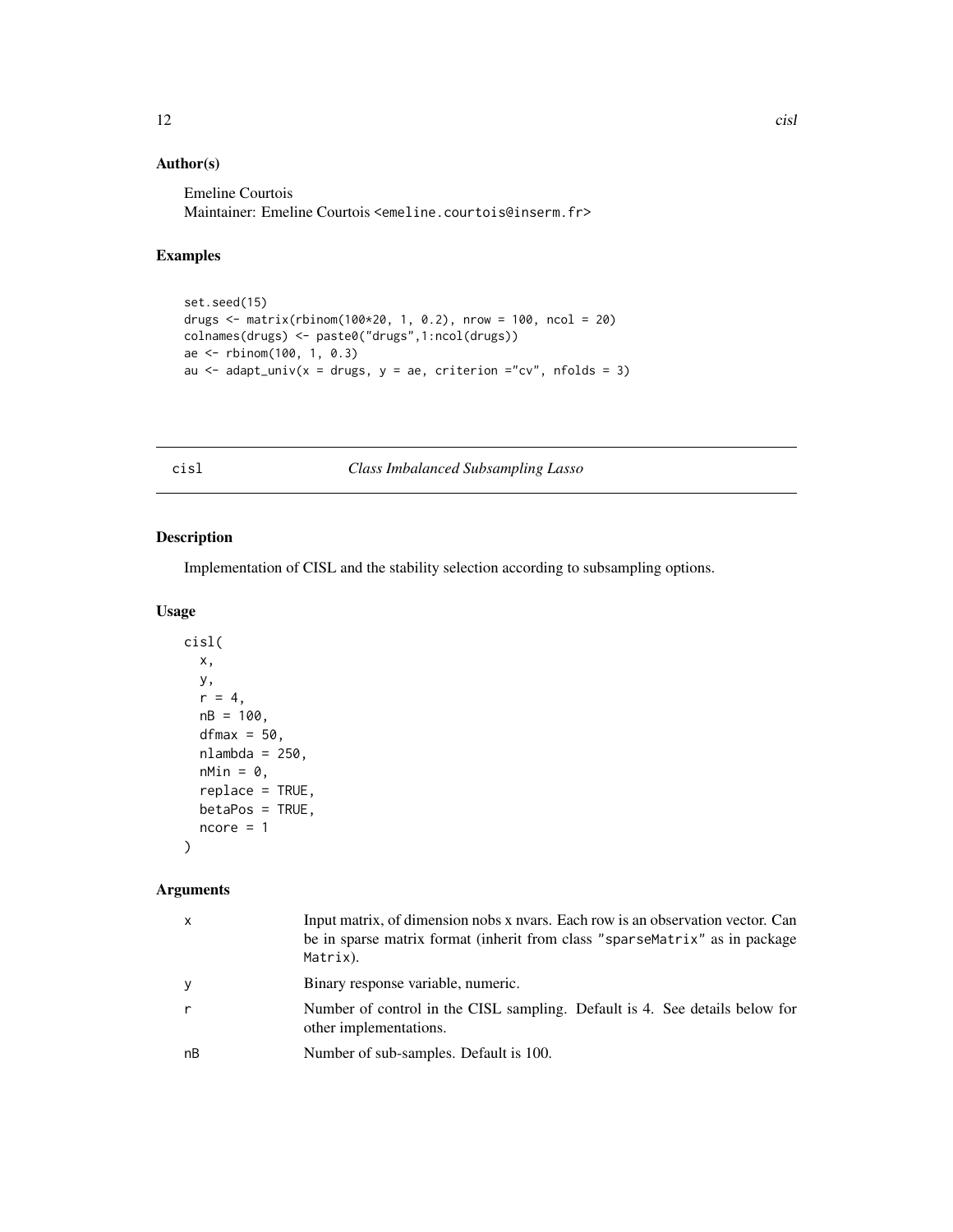## Author(s)

Emeline Courtois
Maintainer: Emeline Courtois <emeline.courtois@inserm.fr>

## Examples

```
set.seed(15)
drugs <- matrix(rbinom(100*20, 1, 0.2), nrow = 100, ncol = 20)
colnames(drugs) <- paste0("drugs",1:ncol(drugs))
ae <- rbinom(100, 1, 0.3)
au <- adapt_univ(x = drugs, y = ae, criterion ="cv", nfolds = 3)
```

---

# cisl — *Class Imbalanced Subsampling Lasso*

## Description

Implementation of CISL and the stability selection according to subsampling options.

## Usage

```
cisl(
  x,
  y,
  r = 4,
  nB = 100,
  dfmax = 50,
  nlambda = 250,
  nMin = 0,
  replace = TRUE,
  betaPos = TRUE,
  ncore = 1
)
```

## Arguments

| | |
|---|---|
| x | Input matrix, of dimension nobs x nvars. Each row is an observation vector. Can be in sparse matrix format (inherit from class "sparseMatrix" as in package Matrix). |
| y | Binary response variable, numeric. |
| r | Number of control in the CISL sampling. Default is 4. See details below for other implementations. |
| nB | Number of sub-samples. Default is 100. |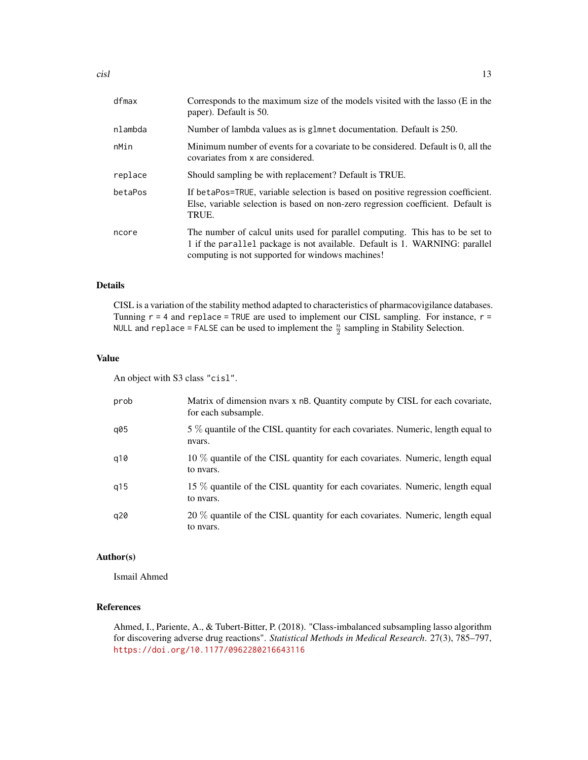| | |
|---|---|
| `dfmax` | Corresponds to the maximum size of the models visited with the lasso (E in the paper). Default is 50. |
| `nlambda` | Number of lambda values as is `glmnet` documentation. Default is 250. |
| `nMin` | Minimum number of events for a covariate to be considered. Default is 0, all the covariates from `x` are considered. |
| `replace` | Should sampling be with replacement? Default is TRUE. |
| `betaPos` | If `betaPos=TRUE`, variable selection is based on positive regression coefficient. Else, variable selection is based on non-zero regression coefficient. Default is TRUE. |
| `ncore` | The number of calcul units used for parallel computing. This has to be set to 1 if the `parallel` package is not available. Default is 1. WARNING: parallel computing is not supported for windows machines! |

### Details

CISL is a variation of the stability method adapted to characteristics of pharmacovigilance databases. Tunning `r = 4` and `replace = TRUE` are used to implement our CISL sampling. For instance, `r = NULL` and `replace = FALSE` can be used to implement the $\frac{n}{2}$ sampling in Stability Selection.

### Value

An object with S3 class `"cisl"`.

| | |
|---|---|
| `prob` | Matrix of dimension nvars x `nB`. Quantity compute by CISL for each covariate, for each subsample. |
| `q05` | 5 % quantile of the CISL quantity for each covariates. Numeric, length equal to nvars. |
| `q10` | 10 % quantile of the CISL quantity for each covariates. Numeric, length equal to nvars. |
| `q15` | 15 % quantile of the CISL quantity for each covariates. Numeric, length equal to nvars. |
| `q20` | 20 % quantile of the CISL quantity for each covariates. Numeric, length equal to nvars. |

### Author(s)

Ismail Ahmed

### References

Ahmed, I., Pariente, A., & Tubert-Bitter, P. (2018). "Class-imbalanced subsampling lasso algorithm for discovering adverse drug reactions". *Statistical Methods in Medical Research*. 27(3), 785–797, https://doi.org/10.1177/0962280216643116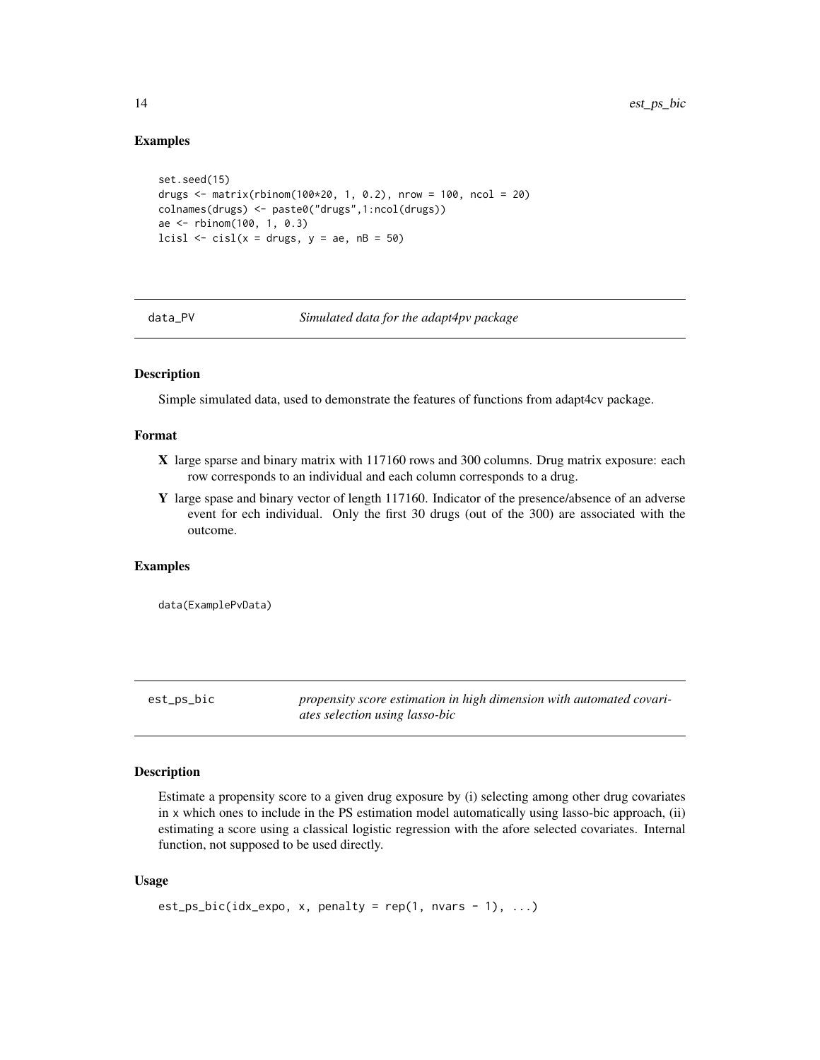### Examples

```
set.seed(15)
drugs <- matrix(rbinom(100*20, 1, 0.2), nrow = 100, ncol = 20)
colnames(drugs) <- paste0("drugs",1:ncol(drugs))
ae <- rbinom(100, 1, 0.3)
lcisl <- cisl(x = drugs, y = ae, nB = 50)
```

---

## data_PV *Simulated data for the adapt4pv package*

### Description

Simple simulated data, used to demonstrate the features of functions from adapt4cv package.

### Format

- **X** large sparse and binary matrix with 117160 rows and 300 columns. Drug matrix exposure: each row corresponds to an individual and each column corresponds to a drug.
- **Y** large spase and binary vector of length 117160. Indicator of the presence/absence of an adverse event for ech individual. Only the first 30 drugs (out of the 300) are associated with the outcome.

### Examples

```
data(ExamplePvData)
```

---

## est_ps_bic *propensity score estimation in high dimension with automated covariates selection using lasso-bic*

### Description

Estimate a propensity score to a given drug exposure by (i) selecting among other drug covariates in x which ones to include in the PS estimation model automatically using lasso-bic approach, (ii) estimating a score using a classical logistic regression with the afore selected covariates. Internal function, not supposed to be used directly.

### Usage

```
est_ps_bic(idx_expo, x, penalty = rep(1, nvars - 1), ...)
```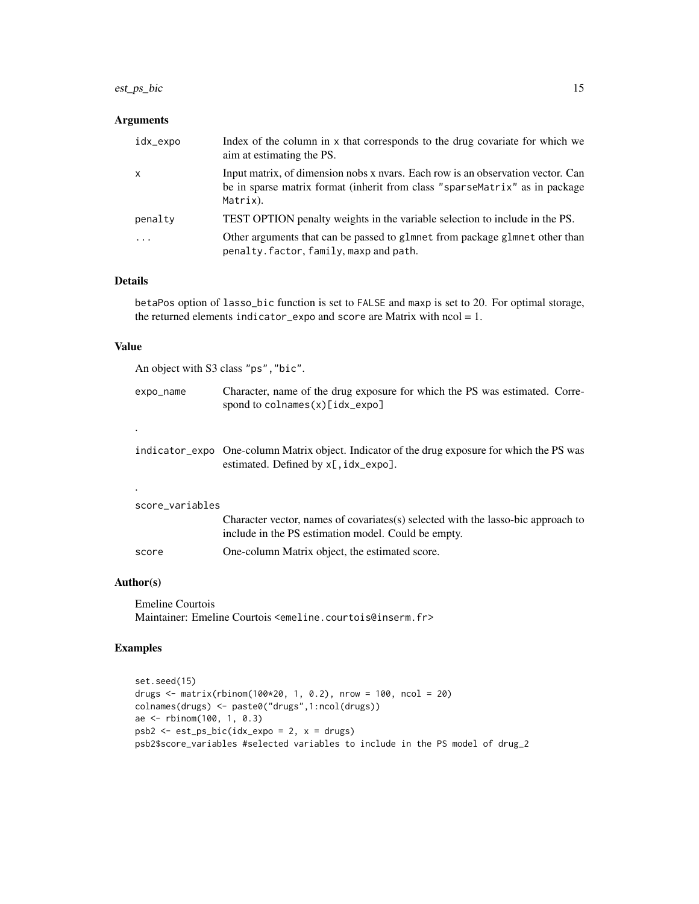### Arguments

| | |
|---|---|
| idx_expo | Index of the column in x that corresponds to the drug covariate for which we aim at estimating the PS. |
| x | Input matrix, of dimension nobs x nvars. Each row is an observation vector. Can be in sparse matrix format (inherit from class "sparseMatrix" as in package Matrix). |
| penalty | TEST OPTION penalty weights in the variable selection to include in the PS. |
| ... | Other arguments that can be passed to glmnet from package glmnet other than penalty.factor, family, maxp and path. |

### Details

betaPos option of lasso_bic function is set to FALSE and maxp is set to 20. For optimal storage, the returned elements indicator_expo and score are Matrix with ncol = 1.

### Value

An object with S3 class "ps","bic".

| | |
|---|---|
| expo_name | Character, name of the drug exposure for which the PS was estimated. Correspond to colnames(x)[idx_expo] |

.

| | |
|---|---|
| indicator_expo | One-column Matrix object. Indicator of the drug exposure for which the PS was estimated. Defined by x[,idx_expo]. |

.

| | |
|---|---|
| score_variables | Character vector, names of covariates(s) selected with the lasso-bic approach to include in the PS estimation model. Could be empty. |
| score | One-column Matrix object, the estimated score. |

### Author(s)

Emeline Courtois
Maintainer: Emeline Courtois <emeline.courtois@inserm.fr>

### Examples

```
set.seed(15)
drugs <- matrix(rbinom(100*20, 1, 0.2), nrow = 100, ncol = 20)
colnames(drugs) <- paste0("drugs",1:ncol(drugs))
ae <- rbinom(100, 1, 0.3)
psb2 <- est_ps_bic(idx_expo = 2, x = drugs)
psb2$score_variables #selected variables to include in the PS model of drug_2
```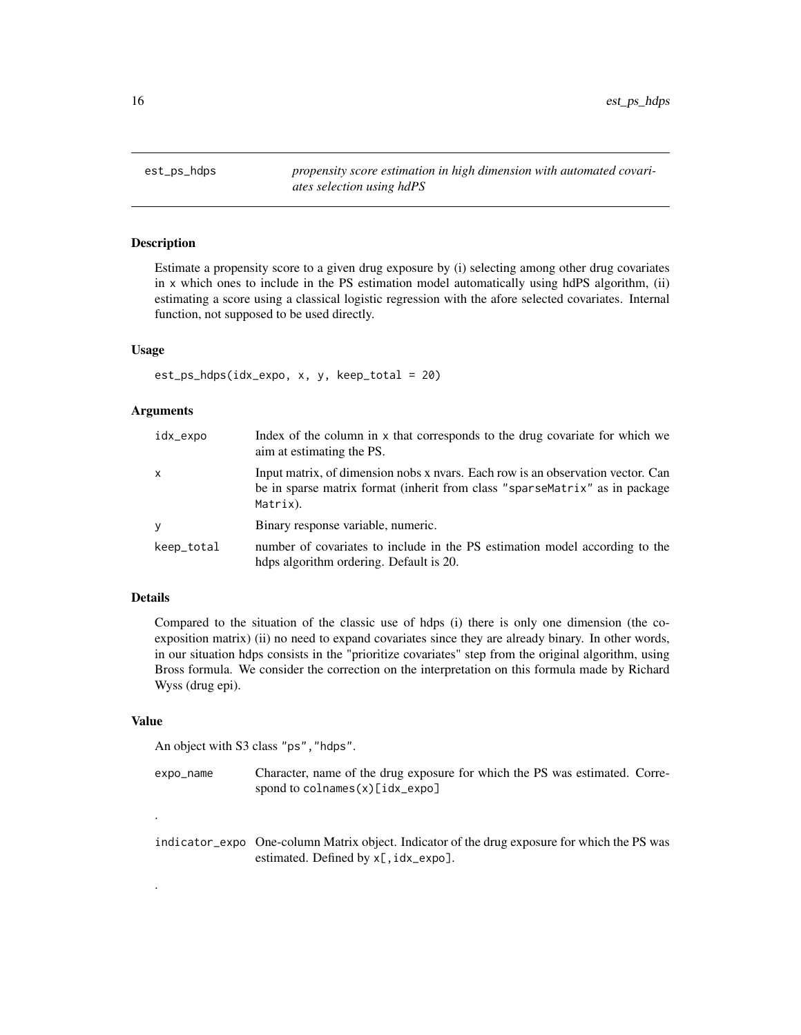## est_ps_hdps

*propensity score estimation in high dimension with automated covariates selection using hdPS*

### Description

Estimate a propensity score to a given drug exposure by (i) selecting among other drug covariates in x which ones to include in the PS estimation model automatically using hdPS algorithm, (ii) estimating a score using a classical logistic regression with the afore selected covariates. Internal function, not supposed to be used directly.

### Usage

```
est_ps_hdps(idx_expo, x, y, keep_total = 20)
```

### Arguments

| | |
|---|---|
| idx_expo | Index of the column in x that corresponds to the drug covariate for which we aim at estimating the PS. |
| x | Input matrix, of dimension nobs x nvars. Each row is an observation vector. Can be in sparse matrix format (inherit from class "sparseMatrix" as in package Matrix). |
| y | Binary response variable, numeric. |
| keep_total | number of covariates to include in the PS estimation model according to the hdps algorithm ordering. Default is 20. |

### Details

Compared to the situation of the classic use of hdps (i) there is only one dimension (the coexposition matrix) (ii) no need to expand covariates since they are already binary. In other words, in our situation hdps consists in the "prioritize covariates" step from the original algorithm, using Bross formula. We consider the correction on the interpretation on this formula made by Richard Wyss (drug epi).

### Value

An object with S3 class "ps","hdps".

| | |
|---|---|
| expo_name | Character, name of the drug exposure for which the PS was estimated. Correspond to colnames(x)[idx_expo] |

.

| | |
|---|---|
| indicator_expo | One-column Matrix object. Indicator of the drug exposure for which the PS was estimated. Defined by x[,idx_expo]. |

.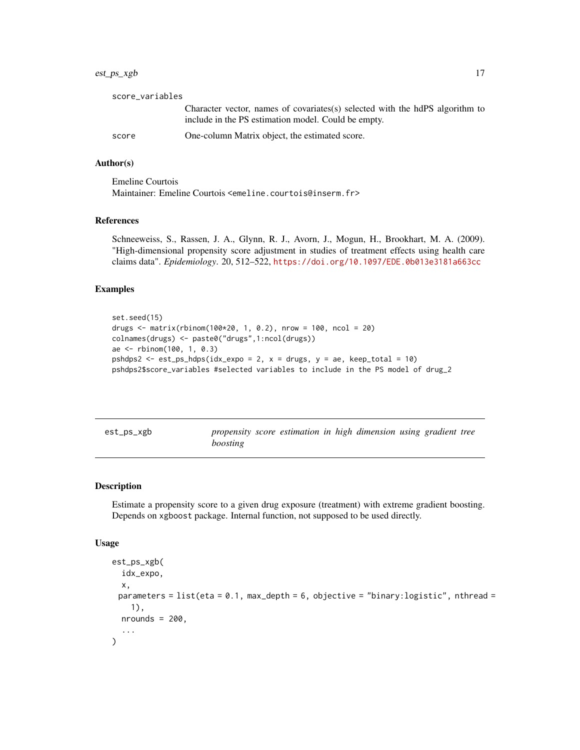score_variables
: Character vector, names of covariates(s) selected with the hdPS algorithm to include in the PS estimation model. Could be empty.

score
: One-column Matrix object, the estimated score.

### Author(s)

Emeline Courtois
Maintainer: Emeline Courtois <emeline.courtois@inserm.fr>

### References

Schneeweiss, S., Rassen, J. A., Glynn, R. J., Avorn, J., Mogun, H., Brookhart, M. A. (2009). "High-dimensional propensity score adjustment in studies of treatment effects using health care claims data". *Epidemiology*. 20, 512–522, https://doi.org/10.1097/EDE.0b013e3181a663cc

### Examples

```
set.seed(15)
drugs <- matrix(rbinom(100*20, 1, 0.2), nrow = 100, ncol = 20)
colnames(drugs) <- paste0("drugs",1:ncol(drugs))
ae <- rbinom(100, 1, 0.3)
pshdps2 <- est_ps_hdps(idx_expo = 2, x = drugs, y = ae, keep_total = 10)
pshdps2$score_variables #selected variables to include in the PS model of drug_2
```

---

## est_ps_xgb — *propensity score estimation in high dimension using gradient tree boosting*

### Description

Estimate a propensity score to a given drug exposure (treatment) with extreme gradient boosting. Depends on xgboost package. Internal function, not supposed to be used directly.

### Usage

```
est_ps_xgb(
  idx_expo,
  x,
 parameters = list(eta = 0.1, max_depth = 6, objective = "binary:logistic", nthread =
    1),
  nrounds = 200,
  ...
)
```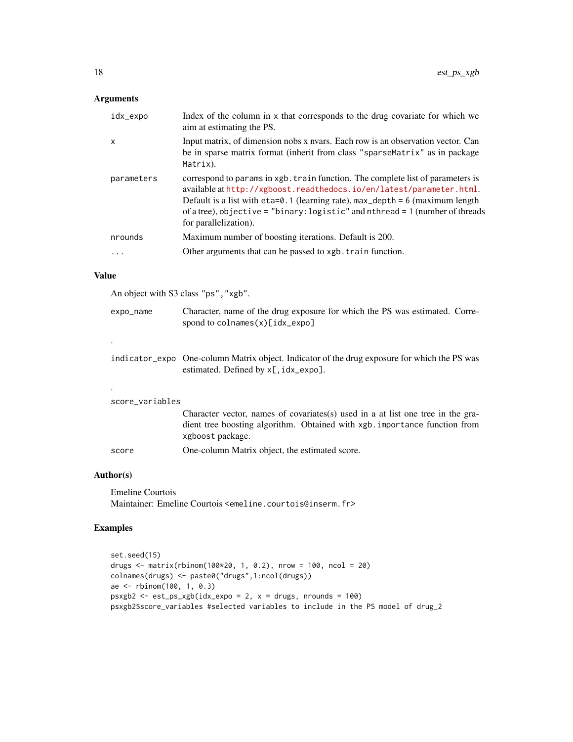## Arguments

| | |
|---|---|
| idx_expo | Index of the column in x that corresponds to the drug covariate for which we aim at estimating the PS. |
| x | Input matrix, of dimension nobs x nvars. Each row is an observation vector. Can be in sparse matrix format (inherit from class "sparseMatrix" as in package Matrix). |
| parameters | correspond to params in xgb.train function. The complete list of parameters is available at http://xgboost.readthedocs.io/en/latest/parameter.html. Default is a list with eta=0.1 (learning rate), max_depth = 6 (maximum length of a tree), objective = "binary:logistic" and nthread = 1 (number of threads for parallelization). |
| nrounds | Maximum number of boosting iterations. Default is 200. |
| ... | Other arguments that can be passed to xgb.train function. |

## Value

An object with S3 class "ps","xgb".

| | |
|---|---|
| expo_name | Character, name of the drug exposure for which the PS was estimated. Correspond to colnames(x)[idx_expo] |

.

| | |
|---|---|
| indicator_expo | One-column Matrix object. Indicator of the drug exposure for which the PS was estimated. Defined by x[,idx_expo]. |

.

| | |
|---|---|
| score_variables | Character vector, names of covariates(s) used in a at list one tree in the gradient tree boosting algorithm. Obtained with xgb.importance function from xgboost package. |
| score | One-column Matrix object, the estimated score. |

## Author(s)

Emeline Courtois
Maintainer: Emeline Courtois <emeline.courtois@inserm.fr>

## Examples

```
set.seed(15)
drugs <- matrix(rbinom(100*20, 1, 0.2), nrow = 100, ncol = 20)
colnames(drugs) <- paste0("drugs",1:ncol(drugs))
ae <- rbinom(100, 1, 0.3)
psxgb2 <- est_ps_xgb(idx_expo = 2, x = drugs, nrounds = 100)
psxgb2$score_variables #selected variables to include in the PS model of drug_2
```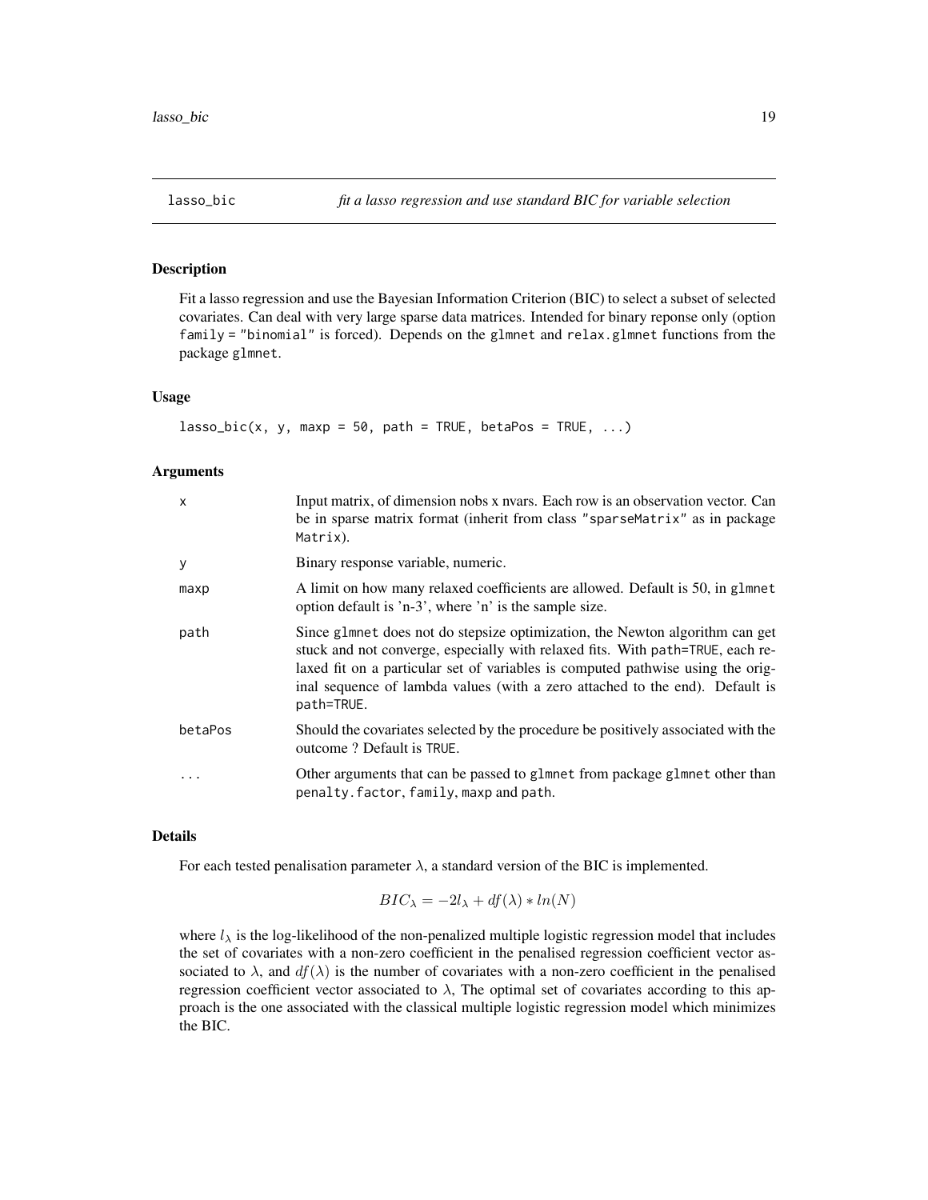# lasso_bic — *fit a lasso regression and use standard BIC for variable selection*

## Description

Fit a lasso regression and use the Bayesian Information Criterion (BIC) to select a subset of selected covariates. Can deal with very large sparse data matrices. Intended for binary reponse only (option `family = "binomial"` is forced). Depends on the `glmnet` and `relax.glmnet` functions from the package `glmnet`.

## Usage

```
lasso_bic(x, y, maxp = 50, path = TRUE, betaPos = TRUE, ...)
```

## Arguments

| | |
|---|---|
| `x` | Input matrix, of dimension nobs x nvars. Each row is an observation vector. Can be in sparse matrix format (inherit from class `"sparseMatrix"` as in package `Matrix`). |
| `y` | Binary response variable, numeric. |
| `maxp` | A limit on how many relaxed coefficients are allowed. Default is 50, in `glmnet` option default is 'n-3', where 'n' is the sample size. |
| `path` | Since `glmnet` does not do stepsize optimization, the Newton algorithm can get stuck and not converge, especially with relaxed fits. With `path=TRUE`, each relaxed fit on a particular set of variables is computed pathwise using the original sequence of lambda values (with a zero attached to the end). Default is `path=TRUE`. |
| `betaPos` | Should the covariates selected by the procedure be positively associated with the outcome ? Default is `TRUE`. |
| `...` | Other arguments that can be passed to `glmnet` from package `glmnet` other than `penalty.factor`, `family`, `maxp` and `path`. |

## Details

For each tested penalisation parameter $\lambda$, a standard version of the BIC is implemented.

$$BIC_\lambda = -2l_\lambda + df(\lambda) * ln(N)$$

where $l_\lambda$ is the log-likelihood of the non-penalized multiple logistic regression model that includes the set of covariates with a non-zero coefficient in the penalised regression coefficient vector associated to $\lambda$, and $df(\lambda)$ is the number of covariates with a non-zero coefficient in the penalised regression coefficient vector associated to $\lambda$, The optimal set of covariates according to this approach is the one associated with the classical multiple logistic regression model which minimizes the BIC.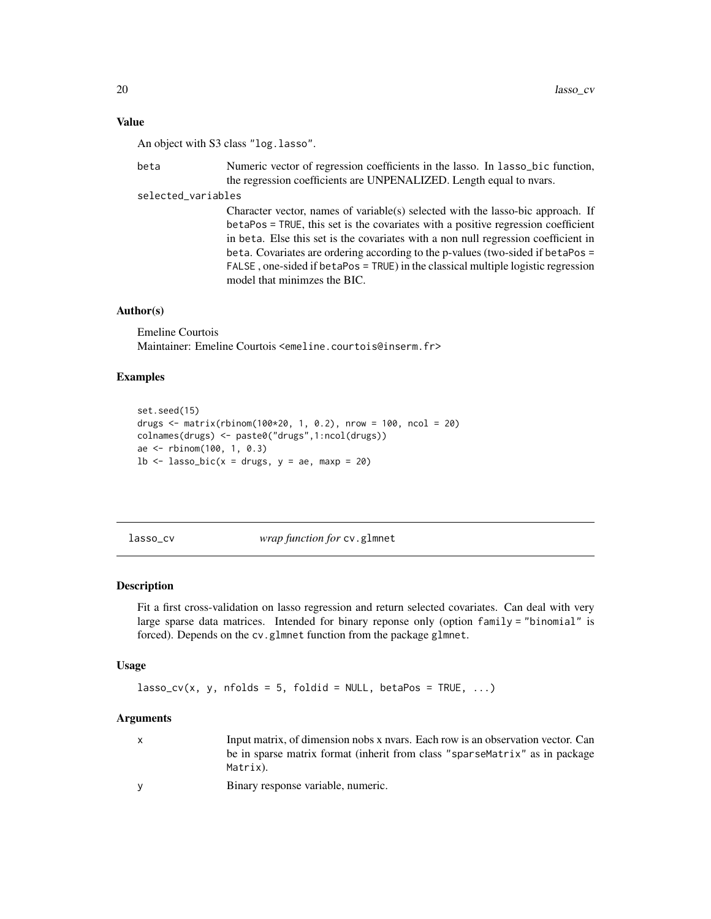### Value

An object with S3 class "log.lasso".

beta
: Numeric vector of regression coefficients in the lasso. In lasso_bic function, the regression coefficients are UNPENALIZED. Length equal to nvars.

selected_variables
: Character vector, names of variable(s) selected with the lasso-bic approach. If betaPos = TRUE, this set is the covariates with a positive regression coefficient in beta. Else this set is the covariates with a non null regression coefficient in beta. Covariates are ordering according to the p-values (two-sided if betaPos = FALSE , one-sided if betaPos = TRUE) in the classical multiple logistic regression model that minimzes the BIC.

### Author(s)

Emeline Courtois
Maintainer: Emeline Courtois <emeline.courtois@inserm.fr>

### Examples

```
set.seed(15)
drugs <- matrix(rbinom(100*20, 1, 0.2), nrow = 100, ncol = 20)
colnames(drugs) <- paste0("drugs",1:ncol(drugs))
ae <- rbinom(100, 1, 0.3)
lb <- lasso_bic(x = drugs, y = ae, maxp = 20)
```

---

## lasso_cv &nbsp;&nbsp;&nbsp; *wrap function for* cv.glmnet

### Description

Fit a first cross-validation on lasso regression and return selected covariates. Can deal with very large sparse data matrices. Intended for binary reponse only (option family = "binomial" is forced). Depends on the cv.glmnet function from the package glmnet.

### Usage

```
lasso_cv(x, y, nfolds = 5, foldid = NULL, betaPos = TRUE, ...)
```

### Arguments

x
: Input matrix, of dimension nobs x nvars. Each row is an observation vector. Can be in sparse matrix format (inherit from class "sparseMatrix" as in package Matrix).

y
: Binary response variable, numeric.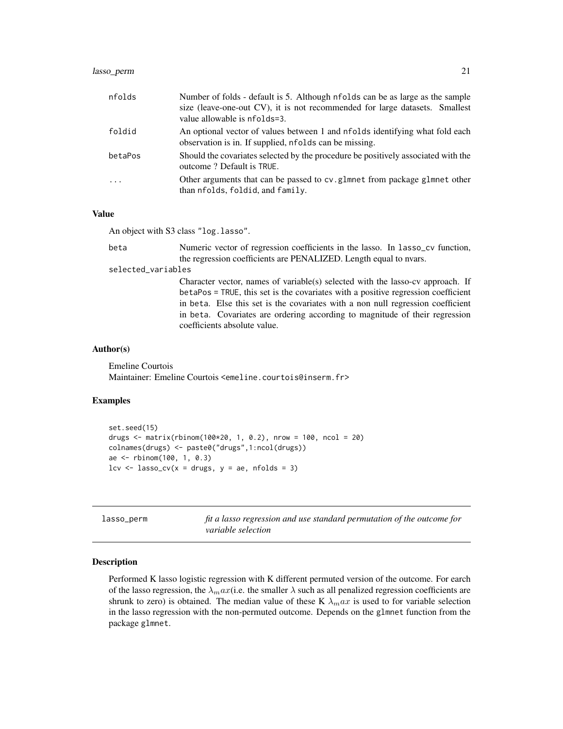| | |
|---|---|
| nfolds | Number of folds - default is 5. Although nfolds can be as large as the sample size (leave-one-out CV), it is not recommended for large datasets. Smallest value allowable is nfolds=3. |
| foldid | An optional vector of values between 1 and nfolds identifying what fold each observation is in. If supplied, nfolds can be missing. |
| betaPos | Should the covariates selected by the procedure be positively associated with the outcome ? Default is TRUE. |
| ... | Other arguments that can be passed to cv.glmnet from package glmnet other than nfolds, foldid, and family. |

### Value

An object with S3 class "log.lasso".

| | |
|---|---|
| beta | Numeric vector of regression coefficients in the lasso. In lasso_cv function, the regression coefficients are PENALIZED. Length equal to nvars. |
| selected_variables | Character vector, names of variable(s) selected with the lasso-cv approach. If betaPos = TRUE, this set is the covariates with a positive regression coefficient in beta. Else this set is the covariates with a non null regression coefficient in beta. Covariates are ordering according to magnitude of their regression coefficients absolute value. |

### Author(s)

Emeline Courtois
Maintainer: Emeline Courtois <emeline.courtois@inserm.fr>

### Examples

```
set.seed(15)
drugs <- matrix(rbinom(100*20, 1, 0.2), nrow = 100, ncol = 20)
colnames(drugs) <- paste0("drugs",1:ncol(drugs))
ae <- rbinom(100, 1, 0.3)
lcv <- lasso_cv(x = drugs, y = ae, nfolds = 3)
```

---

## lasso_perm — *fit a lasso regression and use standard permutation of the outcome for variable selection*

### Description

Performed K lasso logistic regression with K different permuted version of the outcome. For earch of the lasso regression, the $\lambda_max$(i.e. the smaller $\lambda$ such as all penalized regression coefficients are shrunk to zero) is obtained. The median value of these K $\lambda_max$ is used to for variable selection in the lasso regression with the non-permuted outcome. Depends on the glmnet function from the package glmnet.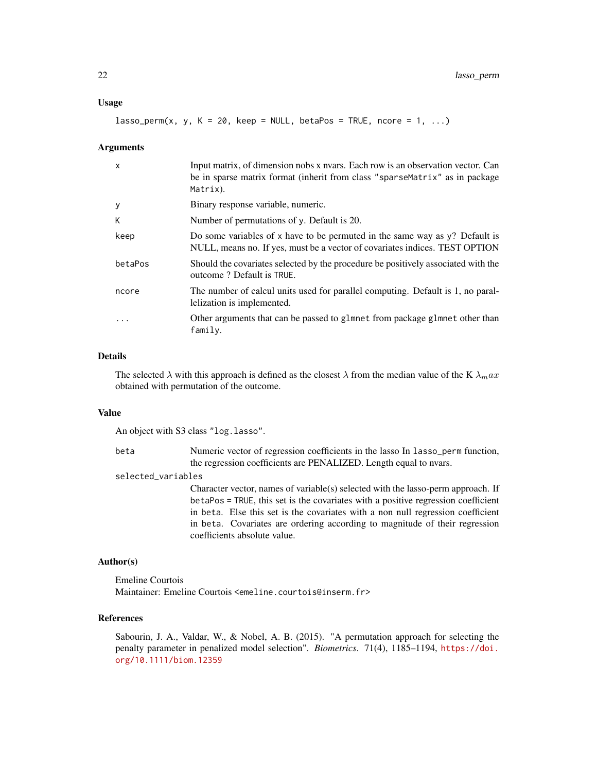### Usage

```
lasso_perm(x, y, K = 20, keep = NULL, betaPos = TRUE, ncore = 1, ...)
```

### Arguments

| | |
|---|---|
| x | Input matrix, of dimension nobs x nvars. Each row is an observation vector. Can be in sparse matrix format (inherit from class "sparseMatrix" as in package Matrix). |
| y | Binary response variable, numeric. |
| K | Number of permutations of y. Default is 20. |
| keep | Do some variables of x have to be permuted in the same way as y? Default is NULL, means no. If yes, must be a vector of covariates indices. TEST OPTION |
| betaPos | Should the covariates selected by the procedure be positively associated with the outcome ? Default is TRUE. |
| ncore | The number of calcul units used for parallel computing. Default is 1, no parallelization is implemented. |
| ... | Other arguments that can be passed to glmnet from package glmnet other than family. |

### Details

The selected $\lambda$ with this approach is defined as the closest $\lambda$ from the median value of the K $\lambda_max$ obtained with permutation of the outcome.

### Value

An object with S3 class "log.lasso".

| | |
|---|---|
| beta | Numeric vector of regression coefficients in the lasso In lasso_perm function, the regression coefficients are PENALIZED. Length equal to nvars. |
| selected_variables | Character vector, names of variable(s) selected with the lasso-perm approach. If betaPos = TRUE, this set is the covariates with a positive regression coefficient in beta. Else this set is the covariates with a non null regression coefficient in beta. Covariates are ordering according to magnitude of their regression coefficients absolute value. |

### Author(s)

Emeline Courtois
Maintainer: Emeline Courtois <emeline.courtois@inserm.fr>

### References

Sabourin, J. A., Valdar, W., & Nobel, A. B. (2015). "A permutation approach for selecting the penalty parameter in penalized model selection". *Biometrics*. 71(4), 1185–1194, https://doi.org/10.1111/biom.12359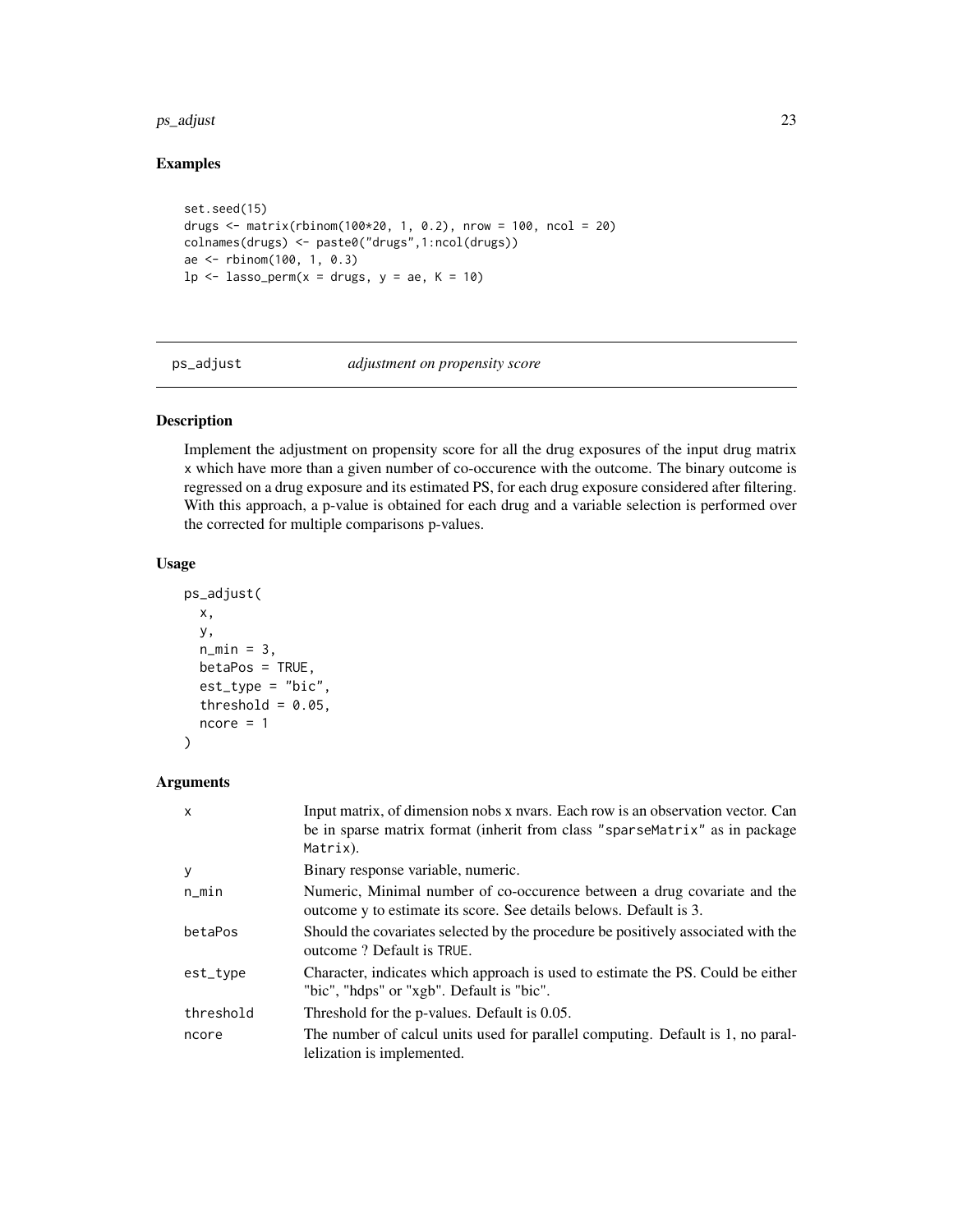### Examples

```
set.seed(15)
drugs <- matrix(rbinom(100*20, 1, 0.2), nrow = 100, ncol = 20)
colnames(drugs) <- paste0("drugs",1:ncol(drugs))
ae <- rbinom(100, 1, 0.3)
lp <- lasso_perm(x = drugs, y = ae, K = 10)
```

---

## ps_adjust &emsp; *adjustment on propensity score*

---

### Description

Implement the adjustment on propensity score for all the drug exposures of the input drug matrix x which have more than a given number of co-occurence with the outcome. The binary outcome is regressed on a drug exposure and its estimated PS, for each drug exposure considered after filtering. With this approach, a p-value is obtained for each drug and a variable selection is performed over the corrected for multiple comparisons p-values.

### Usage

```
ps_adjust(
  x,
  y,
  n_min = 3,
  betaPos = TRUE,
  est_type = "bic",
  threshold = 0.05,
  ncore = 1
)
```

### Arguments

| | |
|---|---|
| `x` | Input matrix, of dimension nobs x nvars. Each row is an observation vector. Can be in sparse matrix format (inherit from class "sparseMatrix" as in package Matrix). |
| `y` | Binary response variable, numeric. |
| `n_min` | Numeric, Minimal number of co-occurence between a drug covariate and the outcome y to estimate its score. See details belows. Default is 3. |
| `betaPos` | Should the covariates selected by the procedure be positively associated with the outcome ? Default is TRUE. |
| `est_type` | Character, indicates which approach is used to estimate the PS. Could be either "bic", "hdps" or "xgb". Default is "bic". |
| `threshold` | Threshold for the p-values. Default is 0.05. |
| `ncore` | The number of calcul units used for parallel computing. Default is 1, no parallelization is implemented. |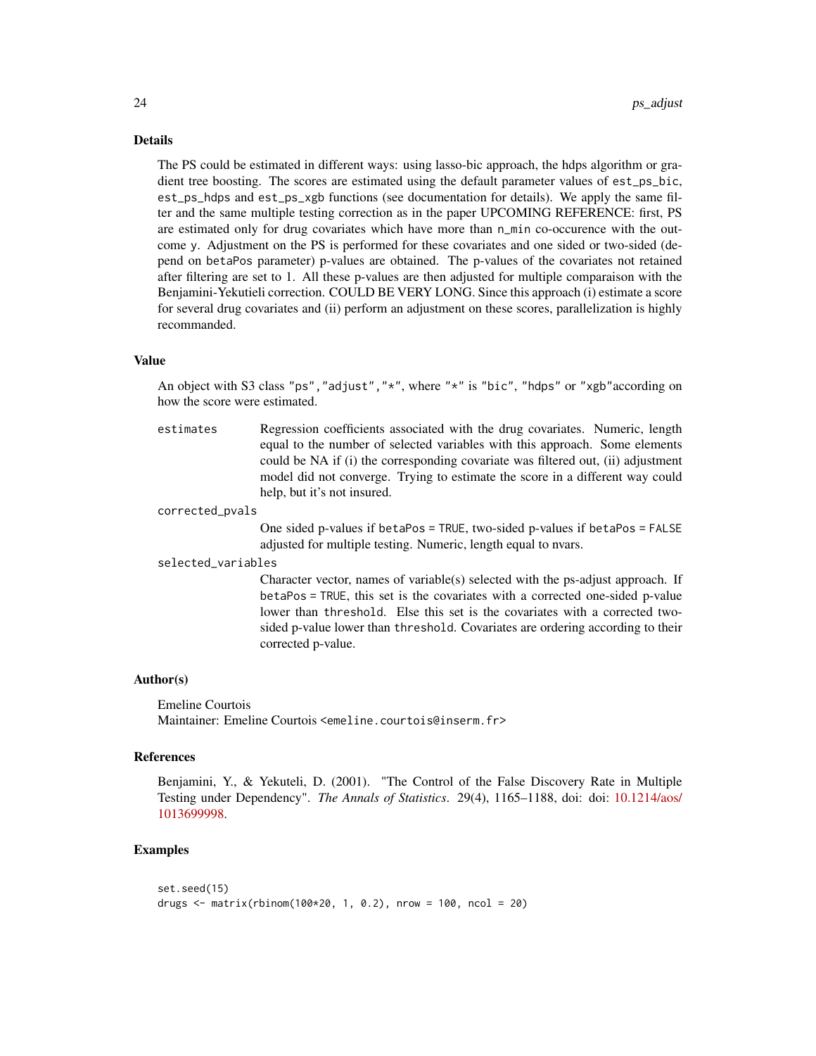## Details

The PS could be estimated in different ways: using lasso-bic approach, the hdps algorithm or gradient tree boosting. The scores are estimated using the default parameter values of `est_ps_bic`, `est_ps_hdps` and `est_ps_xgb` functions (see documentation for details). We apply the same filter and the same multiple testing correction as in the paper UPCOMING REFERENCE: first, PS are estimated only for drug covariates which have more than `n_min` co-occurence with the outcome `y`. Adjustment on the PS is performed for these covariates and one sided or two-sided (depend on `betaPos` parameter) p-values are obtained. The p-values of the covariates not retained after filtering are set to 1. All these p-values are then adjusted for multiple comparaison with the Benjamini-Yekutieli correction. COULD BE VERY LONG. Since this approach (i) estimate a score for several drug covariates and (ii) perform an adjustment on these scores, parallelization is highly recommanded.

## Value

An object with S3 class `"ps","adjust","*"`, where `"*"` is `"bic"`, `"hdps"` or `"xgb"`according on how the score were estimated.

`estimates` Regression coefficients associated with the drug covariates. Numeric, length equal to the number of selected variables with this approach. Some elements could be NA if (i) the corresponding covariate was filtered out, (ii) adjustment model did not converge. Trying to estimate the score in a different way could help, but it's not insured.

`corrected_pvals` One sided p-values if `betaPos = TRUE`, two-sided p-values if `betaPos = FALSE` adjusted for multiple testing. Numeric, length equal to nvars.

`selected_variables` Character vector, names of variable(s) selected with the ps-adjust approach. If `betaPos = TRUE`, this set is the covariates with a corrected one-sided p-value lower than `threshold`. Else this set is the covariates with a corrected two-sided p-value lower than `threshold`. Covariates are ordering according to their corrected p-value.

## Author(s)

Emeline Courtois
Maintainer: Emeline Courtois <emeline.courtois@inserm.fr>

## References

Benjamini, Y., & Yekuteli, D. (2001). "The Control of the False Discovery Rate in Multiple Testing under Dependency". *The Annals of Statistics*. 29(4), 1165–1188, doi: doi: 10.1214/aos/1013699998.

## Examples

```
set.seed(15)
drugs <- matrix(rbinom(100*20, 1, 0.2), nrow = 100, ncol = 20)
```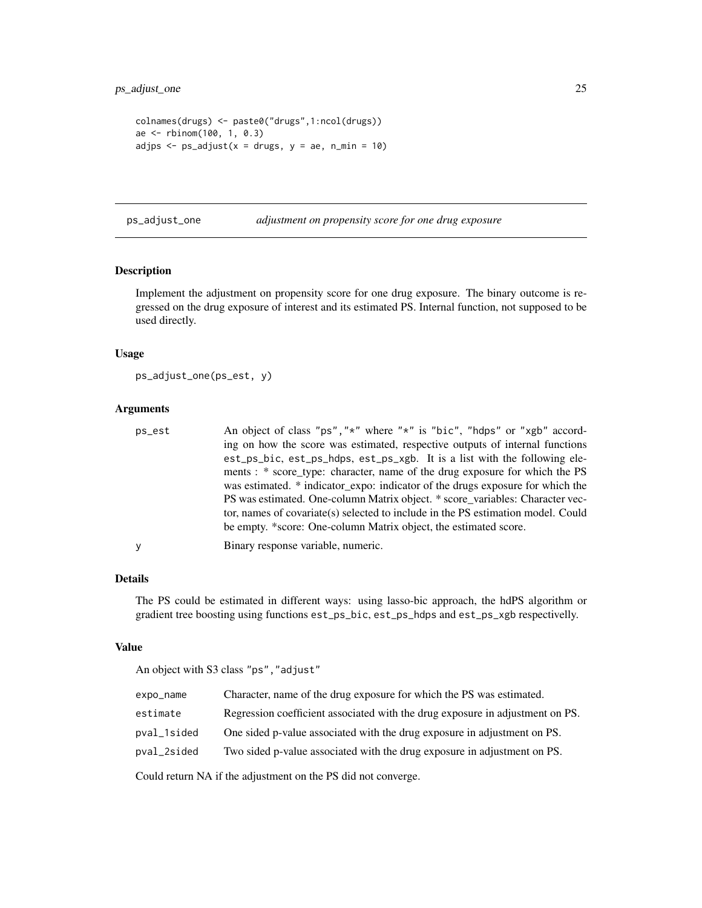```
colnames(drugs) <- paste0("drugs",1:ncol(drugs))
ae <- rbinom(100, 1, 0.3)
adjps <- ps_adjust(x = drugs, y = ae, n_min = 10)
```

---

## ps_adjust_one    *adjustment on propensity score for one drug exposure*

---

### Description

Implement the adjustment on propensity score for one drug exposure. The binary outcome is regressed on the drug exposure of interest and its estimated PS. Internal function, not supposed to be used directly.

### Usage

```
ps_adjust_one(ps_est, y)
```

### Arguments

| | |
|---|---|
| ps_est | An object of class "ps","*" where "*" is "bic", "hdps" or "xgb" according on how the score was estimated, respective outputs of internal functions est_ps_bic, est_ps_hdps, est_ps_xgb. It is a list with the following elements : * score_type: character, name of the drug exposure for which the PS was estimated. * indicator_expo: indicator of the drugs exposure for which the PS was estimated. One-column Matrix object. * score_variables: Character vector, names of covariate(s) selected to include in the PS estimation model. Could be empty. *score: One-column Matrix object, the estimated score. |
| y | Binary response variable, numeric. |

### Details

The PS could be estimated in different ways: using lasso-bic approach, the hdPS algorithm or gradient tree boosting using functions est_ps_bic, est_ps_hdps and est_ps_xgb respectivelly.

### Value

An object with S3 class "ps","adjust"

| | |
|---|---|
| expo_name | Character, name of the drug exposure for which the PS was estimated. |
| estimate | Regression coefficient associated with the drug exposure in adjustment on PS. |
| pval_1sided | One sided p-value associated with the drug exposure in adjustment on PS. |
| pval_2sided | Two sided p-value associated with the drug exposure in adjustment on PS. |

Could return NA if the adjustment on the PS did not converge.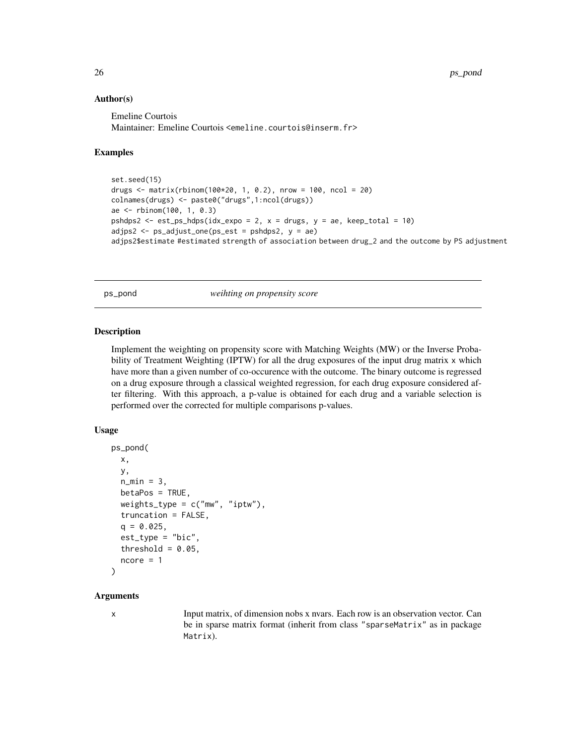### Author(s)

Emeline Courtois
Maintainer: Emeline Courtois <emeline.courtois@inserm.fr>

### Examples

```
set.seed(15)
drugs <- matrix(rbinom(100*20, 1, 0.2), nrow = 100, ncol = 20)
colnames(drugs) <- paste0("drugs",1:ncol(drugs))
ae <- rbinom(100, 1, 0.3)
pshdps2 <- est_ps_hdps(idx_expo = 2, x = drugs, y = ae, keep_total = 10)
adjps2 <- ps_adjust_one(ps_est = pshdps2, y = ae)
adjps2$estimate #estimated strength of association between drug_2 and the outcome by PS adjustment
```

---

## ps_pond *weihting on propensity score*

### Description

Implement the weighting on propensity score with Matching Weights (MW) or the Inverse Probability of Treatment Weighting (IPTW) for all the drug exposures of the input drug matrix x which have more than a given number of co-occurence with the outcome. The binary outcome is regressed on a drug exposure through a classical weighted regression, for each drug exposure considered after filtering. With this approach, a p-value is obtained for each drug and a variable selection is performed over the corrected for multiple comparisons p-values.

### Usage

```
ps_pond(
  x,
  y,
  n_min = 3,
  betaPos = TRUE,
  weights_type = c("mw", "iptw"),
  truncation = FALSE,
  q = 0.025,
  est_type = "bic",
  threshold = 0.05,
  ncore = 1
)
```

### Arguments

| | |
|---|---|
| x | Input matrix, of dimension nobs x nvars. Each row is an observation vector. Can be in sparse matrix format (inherit from class "sparseMatrix" as in package Matrix). |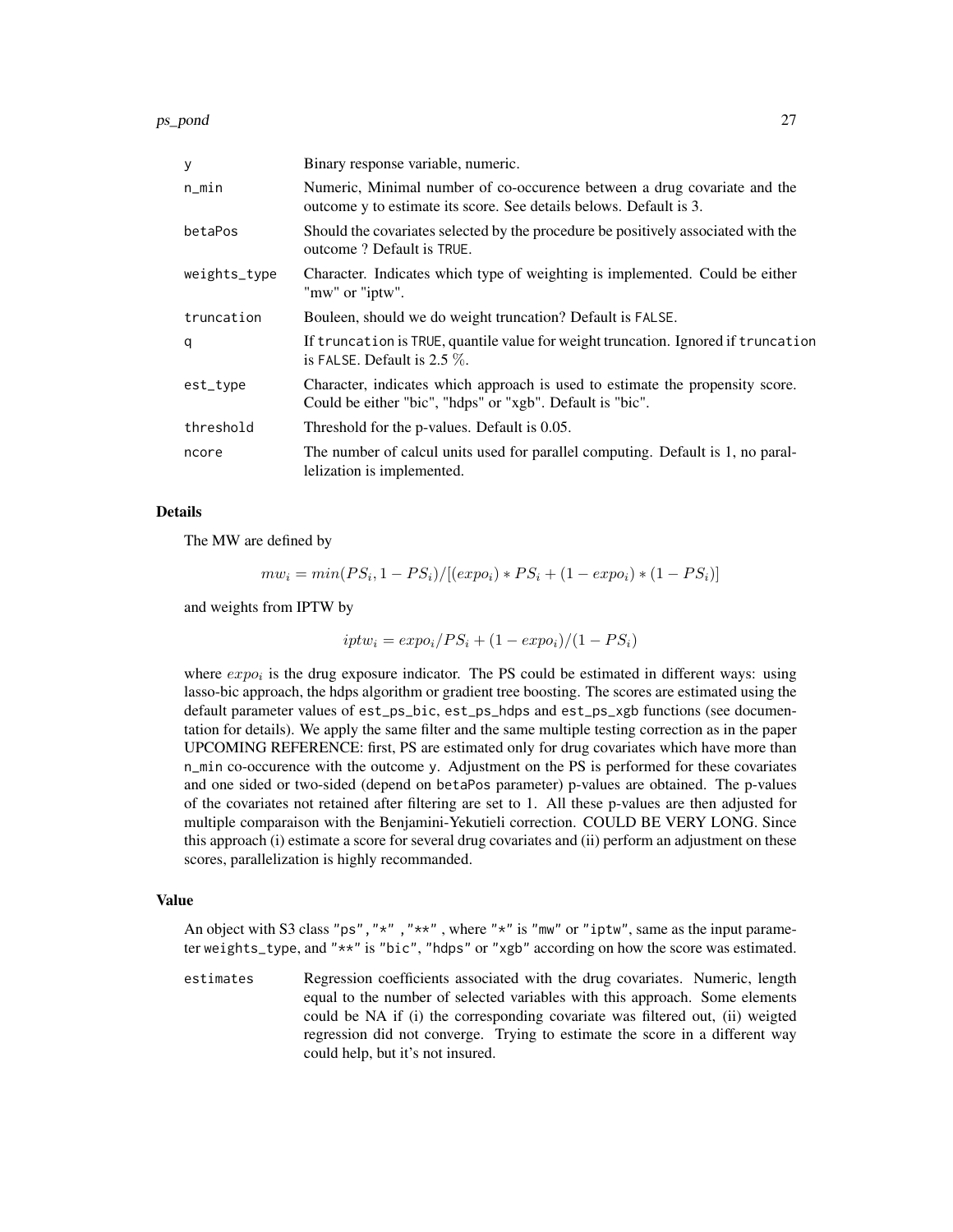| | |
|---|---|
| y | Binary response variable, numeric. |
| n_min | Numeric, Minimal number of co-occurence between a drug covariate and the outcome y to estimate its score. See details belows. Default is 3. |
| betaPos | Should the covariates selected by the procedure be positively associated with the outcome ? Default is TRUE. |
| weights_type | Character. Indicates which type of weighting is implemented. Could be either "mw" or "iptw". |
| truncation | Bouleen, should we do weight truncation? Default is FALSE. |
| q | If truncation is TRUE, quantile value for weight truncation. Ignored if truncation is FALSE. Default is 2.5 $\%$. |
| est_type | Character, indicates which approach is used to estimate the propensity score. Could be either "bic", "hdps" or "xgb". Default is "bic". |
| threshold | Threshold for the p-values. Default is 0.05. |
| ncore | The number of calcul units used for parallel computing. Default is 1, no parallelization is implemented. |

### Details

The MW are defined by

$$mw_i = min(PS_i, 1 - PS_i)/[(expo_i) * PS_i + (1 - expo_i) * (1 - PS_i)]$$

and weights from IPTW by

$$iptw_i = expo_i/PS_i + (1 - expo_i)/(1 - PS_i)$$

where $expo_i$ is the drug exposure indicator. The PS could be estimated in different ways: using lasso-bic approach, the hdps algorithm or gradient tree boosting. The scores are estimated using the default parameter values of est_ps_bic, est_ps_hdps and est_ps_xgb functions (see documentation for details). We apply the same filter and the same multiple testing correction as in the paper UPCOMING REFERENCE: first, PS are estimated only for drug covariates which have more than n_min co-occurence with the outcome y. Adjustment on the PS is performed for these covariates and one sided or two-sided (depend on betaPos parameter) p-values are obtained. The p-values of the covariates not retained after filtering are set to 1. All these p-values are then adjusted for multiple comparaison with the Benjamini-Yekutieli correction. COULD BE VERY LONG. Since this approach (i) estimate a score for several drug covariates and (ii) perform an adjustment on these scores, parallelization is highly recommanded.

### Value

An object with S3 class "ps", "*" , "**" , where "*" is "mw" or "iptw", same as the input parameter weights_type, and "**" is "bic", "hdps" or "xgb" according on how the score was estimated.

| | |
|---|---|
| estimates | Regression coefficients associated with the drug covariates. Numeric, length equal to the number of selected variables with this approach. Some elements could be NA if (i) the corresponding covariate was filtered out, (ii) weigted regression did not converge. Trying to estimate the score in a different way could help, but it's not insured. |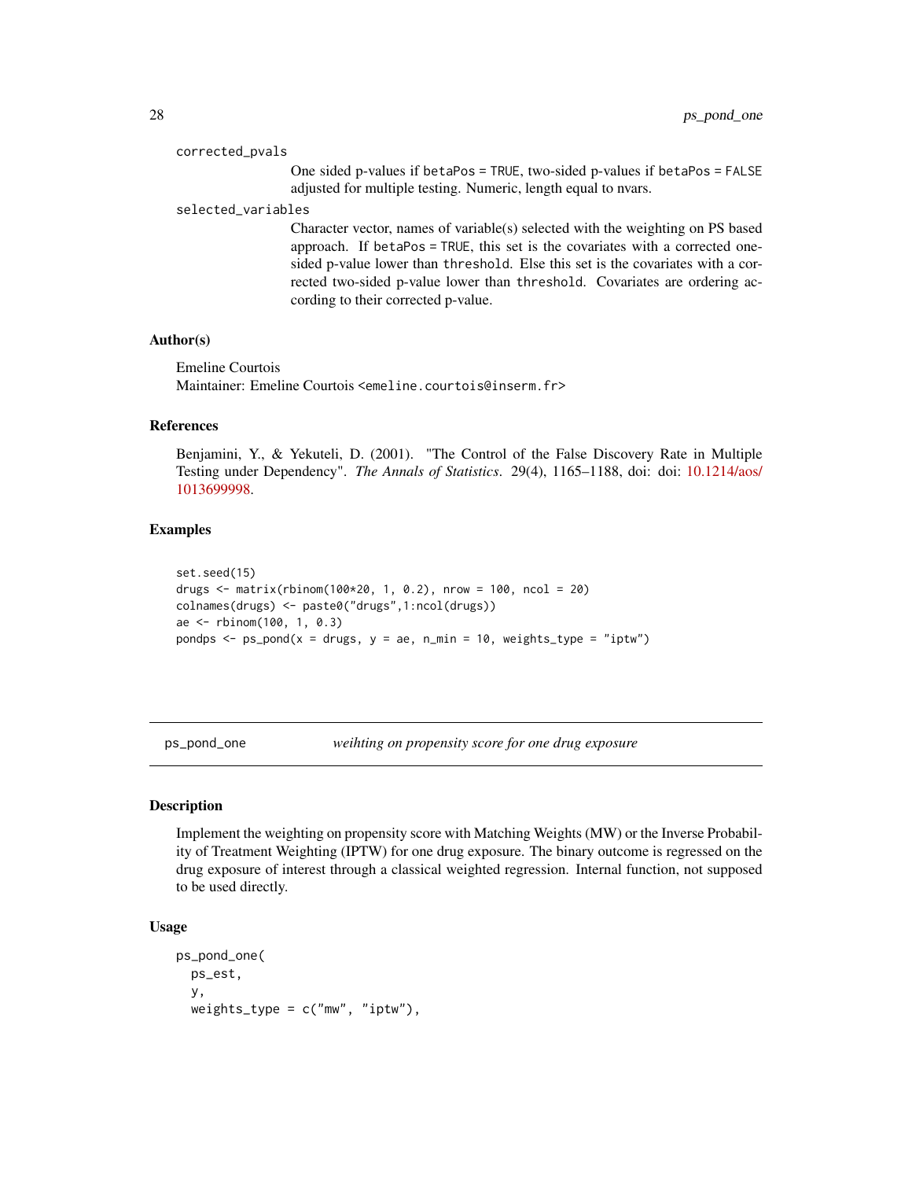corrected_pvals

: One sided p-values if `betaPos = TRUE`, two-sided p-values if `betaPos = FALSE` adjusted for multiple testing. Numeric, length equal to nvars.

selected_variables

: Character vector, names of variable(s) selected with the weighting on PS based approach. If `betaPos = TRUE`, this set is the covariates with a corrected one-sided p-value lower than `threshold`. Else this set is the covariates with a corrected two-sided p-value lower than `threshold`. Covariates are ordering according to their corrected p-value.

## Author(s)

Emeline Courtois
Maintainer: Emeline Courtois <emeline.courtois@inserm.fr>

## References

Benjamini, Y., & Yekuteli, D. (2001). "The Control of the False Discovery Rate in Multiple Testing under Dependency". *The Annals of Statistics*. 29(4), 1165–1188, doi: doi: 10.1214/aos/1013699998.

## Examples

```
set.seed(15)
drugs <- matrix(rbinom(100*20, 1, 0.2), nrow = 100, ncol = 20)
colnames(drugs) <- paste0("drugs",1:ncol(drugs))
ae <- rbinom(100, 1, 0.3)
pondps <- ps_pond(x = drugs, y = ae, n_min = 10, weights_type = "iptw")
```

---

# ps_pond_one *weihting on propensity score for one drug exposure*

## Description

Implement the weighting on propensity score with Matching Weights (MW) or the Inverse Probability of Treatment Weighting (IPTW) for one drug exposure. The binary outcome is regressed on the drug exposure of interest through a classical weighted regression. Internal function, not supposed to be used directly.

## Usage

```
ps_pond_one(
  ps_est,
  y,
  weights_type = c("mw", "iptw"),
```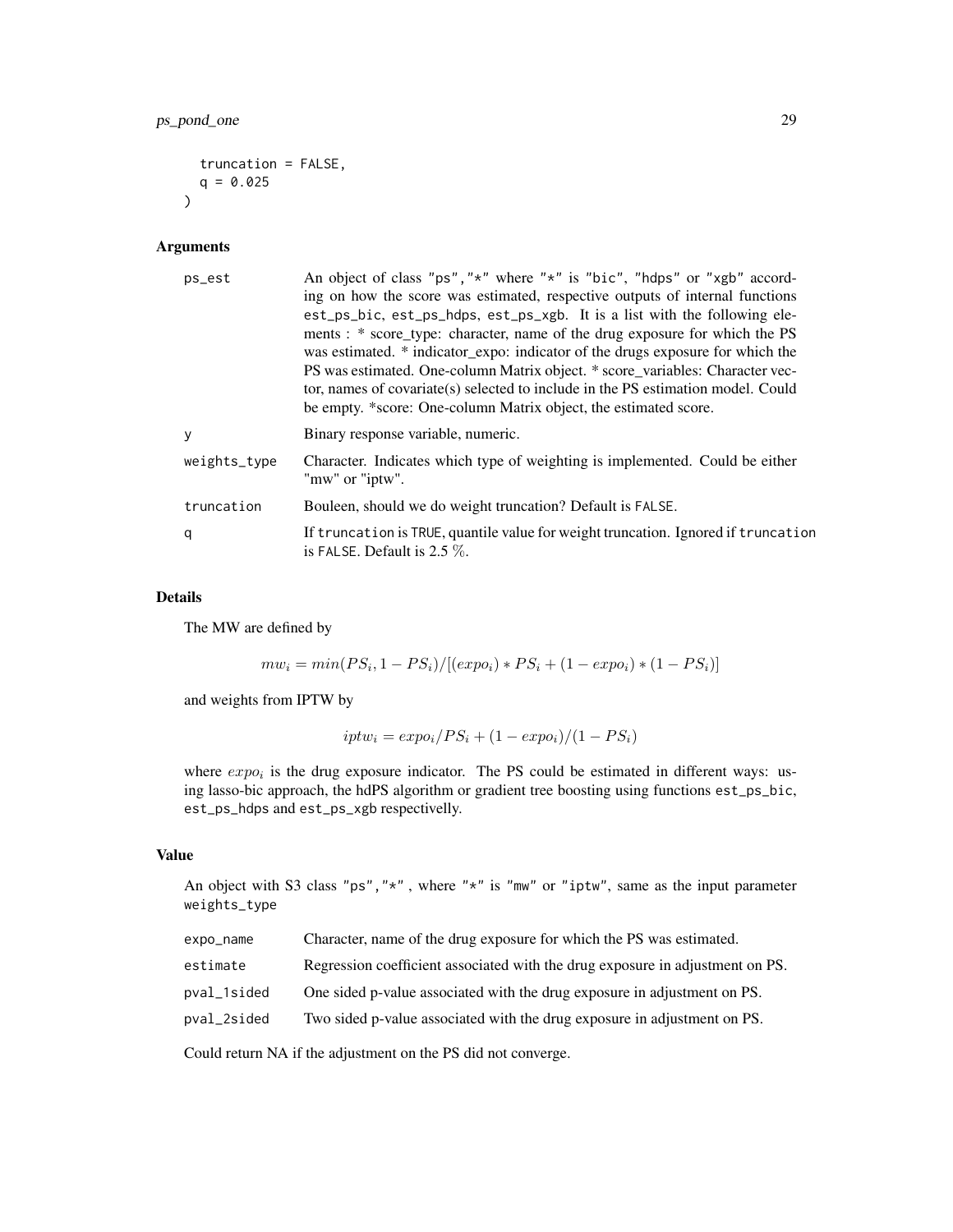```
  truncation = FALSE,
  q = 0.025
)
```

## Arguments

| | |
|---|---|
| `ps_est` | An object of class "ps","*" where "*" is "bic", "hdps" or "xgb" according on how the score was estimated, respective outputs of internal functions est_ps_bic, est_ps_hdps, est_ps_xgb. It is a list with the following elements : * score_type: character, name of the drug exposure for which the PS was estimated. * indicator_expo: indicator of the drugs exposure for which the PS was estimated. One-column Matrix object. * score_variables: Character vector, names of covariate(s) selected to include in the PS estimation model. Could be empty. *score: One-column Matrix object, the estimated score. |
| `y` | Binary response variable, numeric. |
| `weights_type` | Character. Indicates which type of weighting is implemented. Could be either "mw" or "iptw". |
| `truncation` | Bouleen, should we do weight truncation? Default is `FALSE`. |
| `q` | If `truncation` is `TRUE`, quantile value for weight truncation. Ignored if `truncation` is `FALSE`. Default is 2.5 %. |

## Details

The MW are defined by

$$mw_i = min(PS_i, 1 - PS_i)/[(expo_i) * PS_i + (1 - expo_i) * (1 - PS_i)]$$

and weights from IPTW by

$$iptw_i = expo_i/PS_i + (1 - expo_i)/(1 - PS_i)$$

where $expo_i$ is the drug exposure indicator. The PS could be estimated in different ways: using lasso-bic approach, the hdPS algorithm or gradient tree boosting using functions `est_ps_bic`, `est_ps_hdps` and `est_ps_xgb` respectivelly.

## Value

An object with S3 class "ps","*" , where "*" is "mw" or "iptw", same as the input parameter `weights_type`

| | |
|---|---|
| `expo_name` | Character, name of the drug exposure for which the PS was estimated. |
| `estimate` | Regression coefficient associated with the drug exposure in adjustment on PS. |
| `pval_1sided` | One sided p-value associated with the drug exposure in adjustment on PS. |
| `pval_2sided` | Two sided p-value associated with the drug exposure in adjustment on PS. |

Could return NA if the adjustment on the PS did not converge.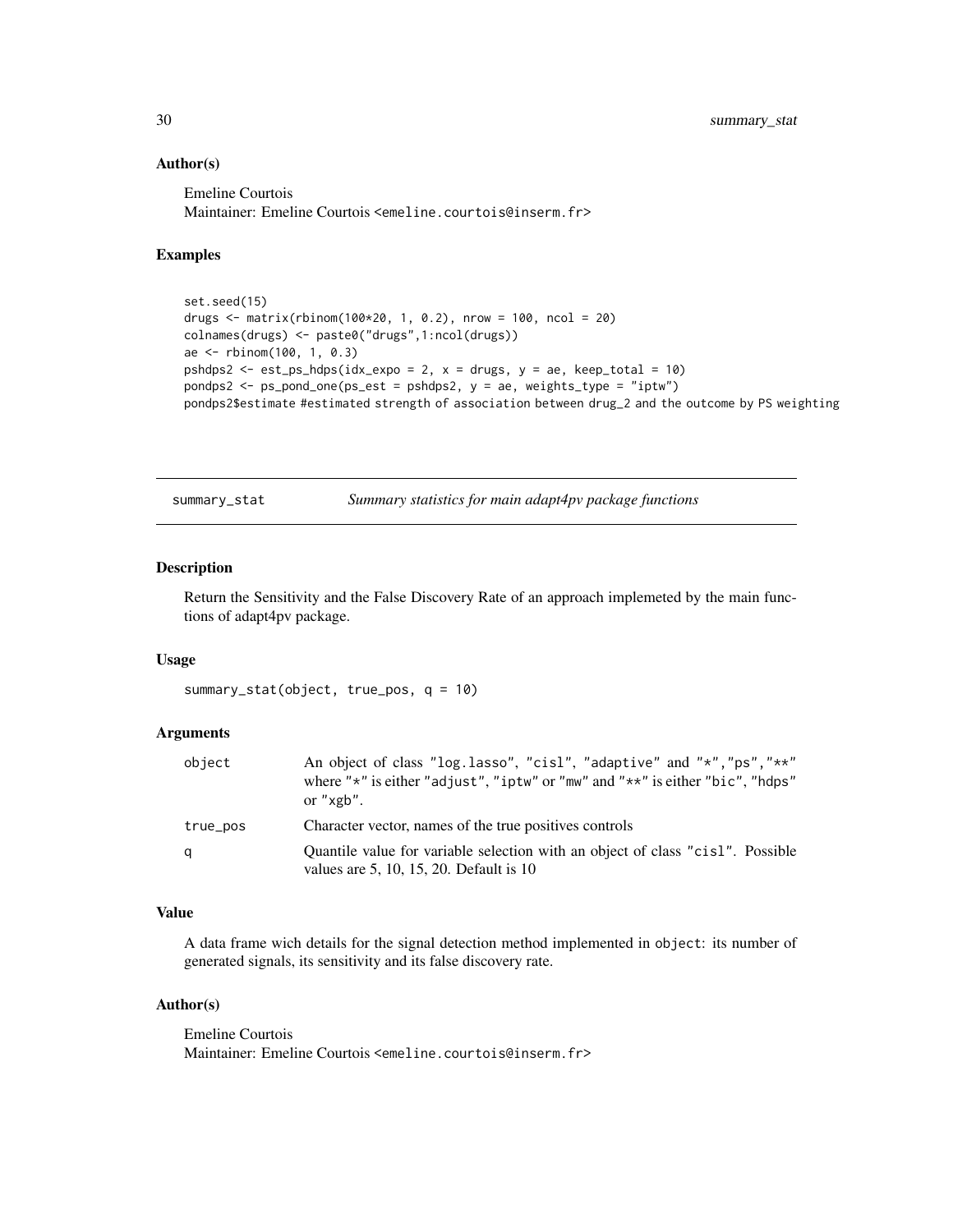### Author(s)

Emeline Courtois
Maintainer: Emeline Courtois <emeline.courtois@inserm.fr>

### Examples

```
set.seed(15)
drugs <- matrix(rbinom(100*20, 1, 0.2), nrow = 100, ncol = 20)
colnames(drugs) <- paste0("drugs",1:ncol(drugs))
ae <- rbinom(100, 1, 0.3)
pshdps2 <- est_ps_hdps(idx_expo = 2, x = drugs, y = ae, keep_total = 10)
pondps2 <- ps_pond_one(ps_est = pshdps2, y = ae, weights_type = "iptw")
pondps2$estimate #estimated strength of association between drug_2 and the outcome by PS weighting
```

---

## summary_stat — *Summary statistics for main adapt4pv package functions*

### Description

Return the Sensitivity and the False Discovery Rate of an approach implemeted by the main functions of adapt4pv package.

### Usage

```
summary_stat(object, true_pos, q = 10)
```

### Arguments

| | |
|---|---|
| object | An object of class "log.lasso", "cisl", "adaptive" and "*","ps","**" where "*" is either "adjust", "iptw" or "mw" and "**" is either "bic", "hdps" or "xgb". |
| true_pos | Character vector, names of the true positives controls |
| q | Quantile value for variable selection with an object of class "cisl". Possible values are 5, 10, 15, 20. Default is 10 |

### Value

A data frame wich details for the signal detection method implemented in `object`: its number of generated signals, its sensitivity and its false discovery rate.

### Author(s)

Emeline Courtois
Maintainer: Emeline Courtois <emeline.courtois@inserm.fr>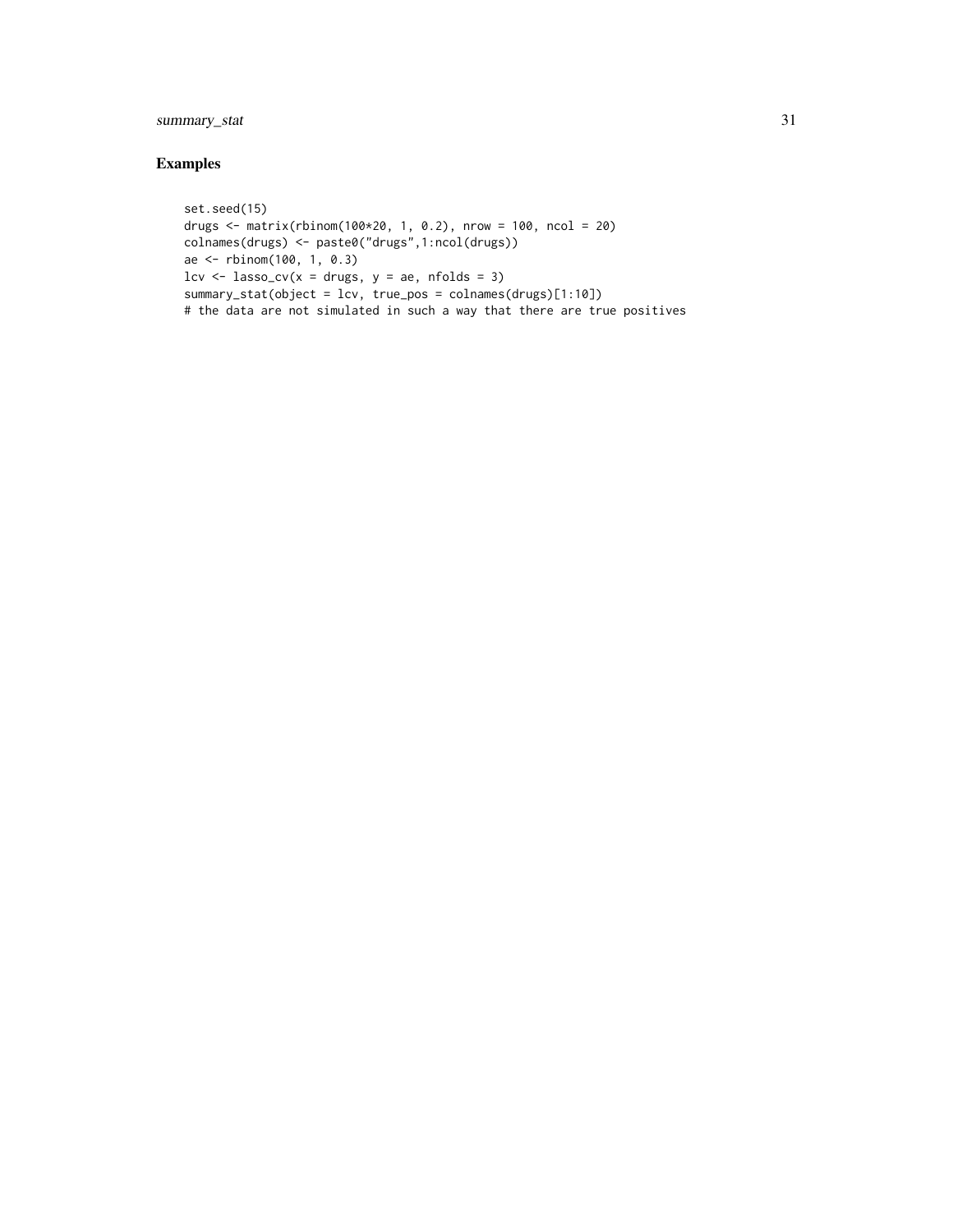## Examples

```
set.seed(15)
drugs <- matrix(rbinom(100*20, 1, 0.2), nrow = 100, ncol = 20)
colnames(drugs) <- paste0("drugs",1:ncol(drugs))
ae <- rbinom(100, 1, 0.3)
lcv <- lasso_cv(x = drugs, y = ae, nfolds = 3)
summary_stat(object = lcv, true_pos = colnames(drugs)[1:10])
# the data are not simulated in such a way that there are true positives
```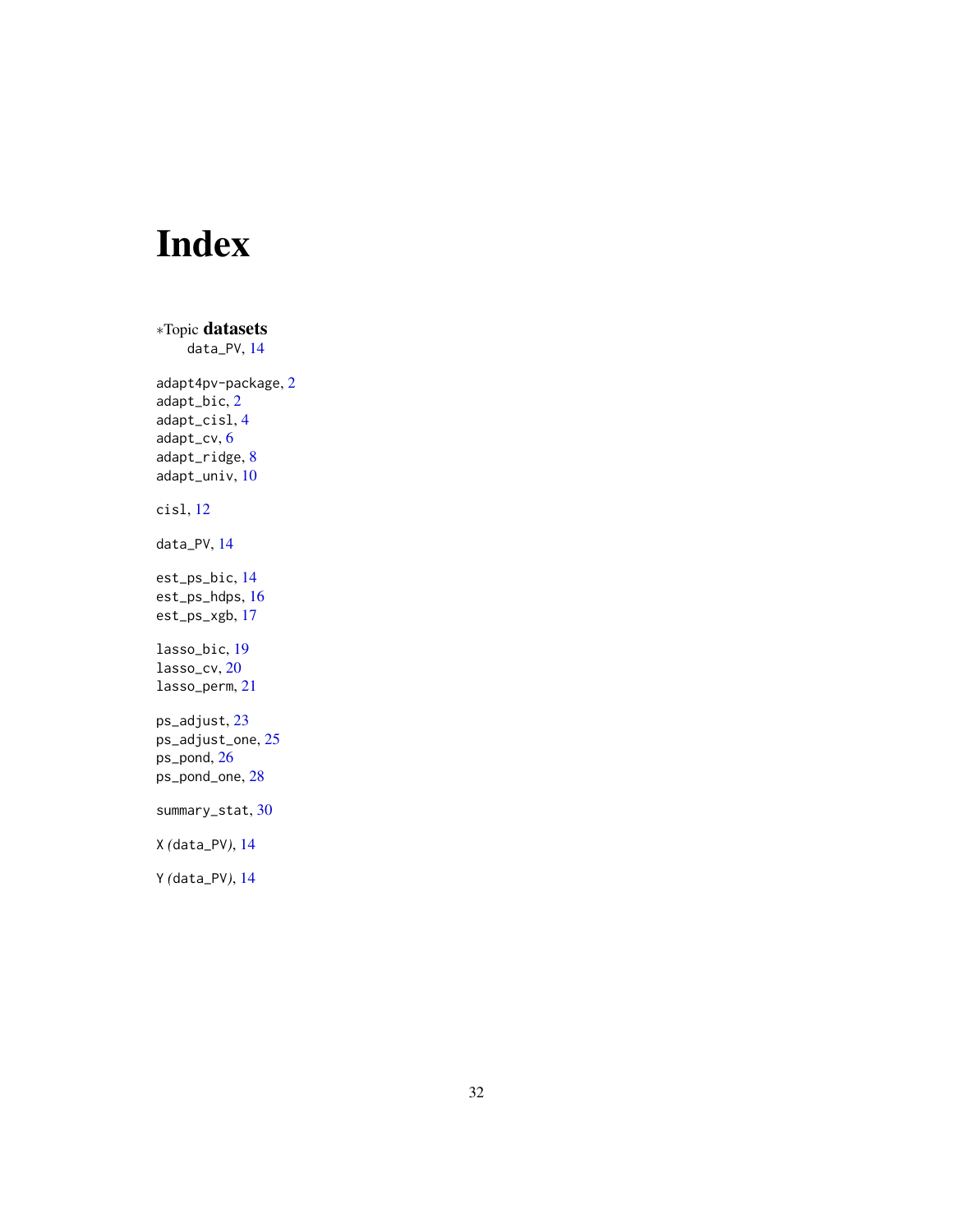# Index

*Topic **datasets**
  data_PV, 14

adapt4pv-package, 2
adapt_bic, 2
adapt_cisl, 4
adapt_cv, 6
adapt_ridge, 8
adapt_univ, 10

cisl, 12

data_PV, 14

est_ps_bic, 14
est_ps_hdps, 16
est_ps_xgb, 17

lasso_bic, 19
lasso_cv, 20
lasso_perm, 21

ps_adjust, 23
ps_adjust_one, 25
ps_pond, 26
ps_pond_one, 28

summary_stat, 30

X *(*data_PV*)*, 14

Y *(*data_PV*)*, 14